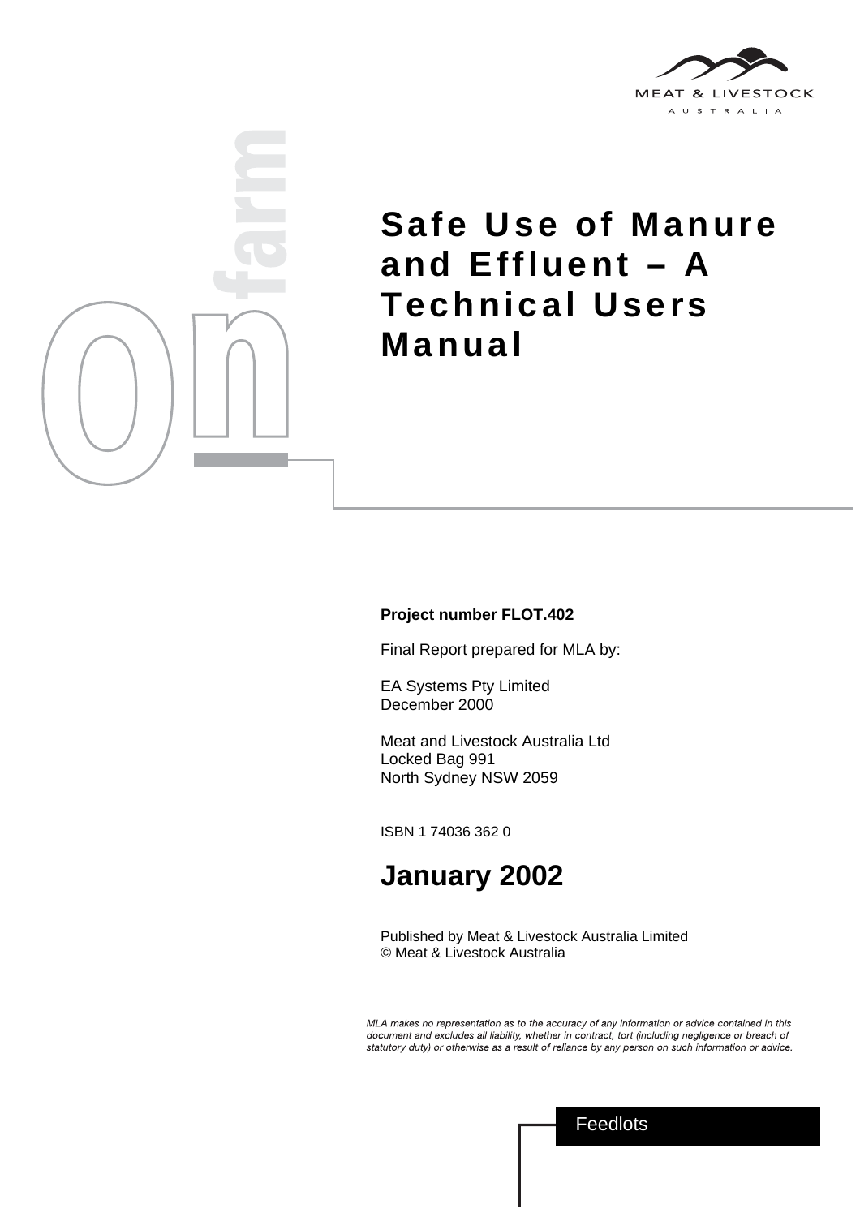MEAT & LIVESTOCK AUSTRALIA

On farm

# Safe Use of Manure and Effluent – A Technical Users Manual

**Project number FLOT.402**

Final Report prepared for MLA by:

EA Systems Pty Limited
December 2000

Meat and Livestock Australia Ltd
Locked Bag 991
North Sydney NSW 2059

ISBN 1 74036 362 0

## January 2002

Published by Meat & Livestock Australia Limited
© Meat & Livestock Australia

*MLA makes no representation as to the accuracy of any information or advice contained in this document and excludes all liability, whether in contract, tort (including negligence or breach of statutory duty) or otherwise as a result of reliance by any person on such information or advice.*

Feedlots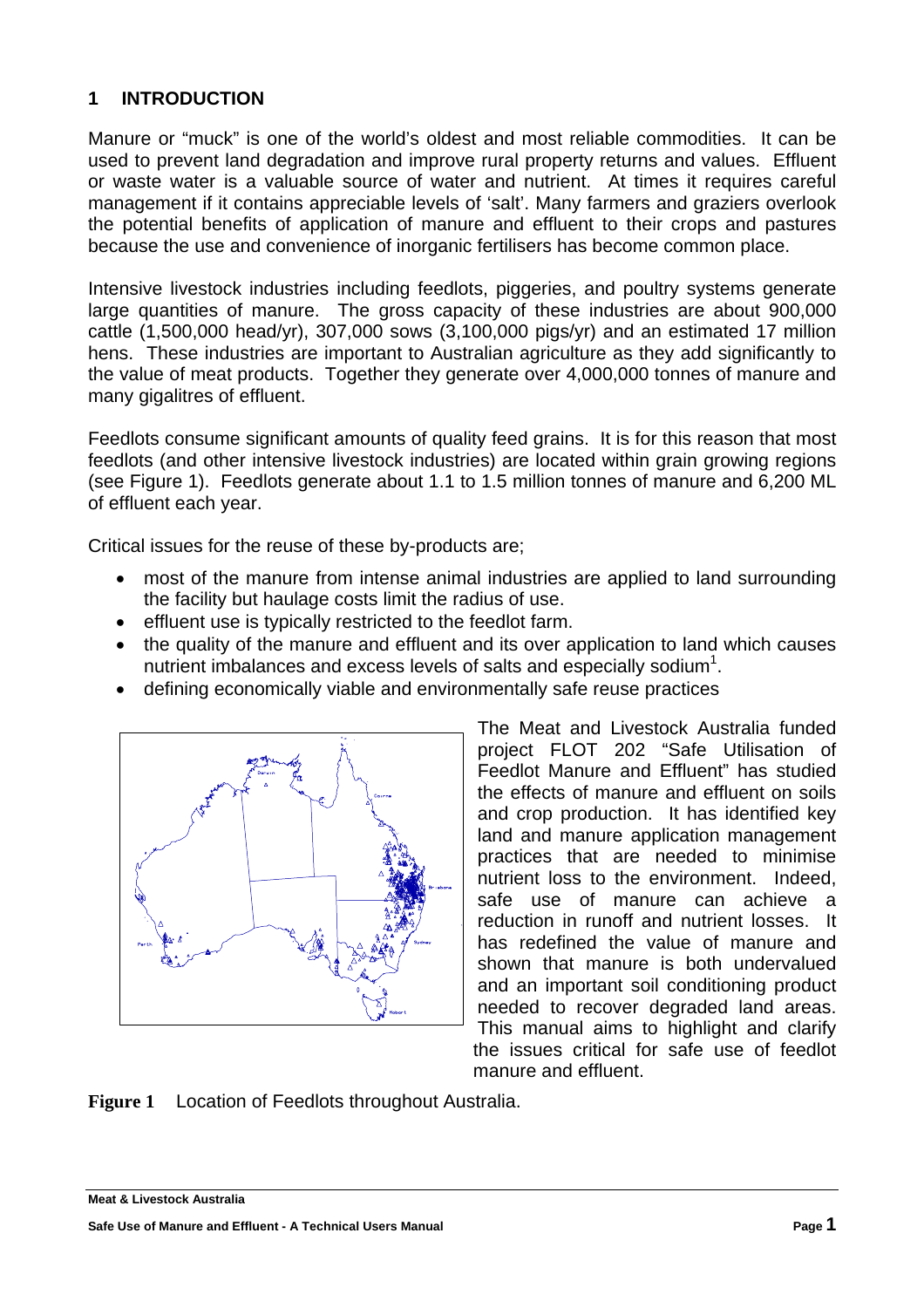# 1 INTRODUCTION

Manure or "muck" is one of the world's oldest and most reliable commodities. It can be used to prevent land degradation and improve rural property returns and values. Effluent or waste water is a valuable source of water and nutrient. At times it requires careful management if it contains appreciable levels of 'salt'. Many farmers and graziers overlook the potential benefits of application of manure and effluent to their crops and pastures because the use and convenience of inorganic fertilisers has become common place.

Intensive livestock industries including feedlots, piggeries, and poultry systems generate large quantities of manure. The gross capacity of these industries are about 900,000 cattle (1,500,000 head/yr), 307,000 sows (3,100,000 pigs/yr) and an estimated 17 million hens. These industries are important to Australian agriculture as they add significantly to the value of meat products. Together they generate over 4,000,000 tonnes of manure and many gigalitres of effluent.

Feedlots consume significant amounts of quality feed grains. It is for this reason that most feedlots (and other intensive livestock industries) are located within grain growing regions (see Figure 1). Feedlots generate about 1.1 to 1.5 million tonnes of manure and 6,200 ML of effluent each year.

Critical issues for the reuse of these by-products are;

- most of the manure from intense animal industries are applied to land surrounding the facility but haulage costs limit the radius of use.
- effluent use is typically restricted to the feedlot farm.
- the quality of the manure and effluent and its over application to land which causes nutrient imbalances and excess levels of salts and especially sodium[1].
- defining economically viable and environmentally safe reuse practices

The Meat and Livestock Australia funded project FLOT 202 "Safe Utilisation of Feedlot Manure and Effluent" has studied the effects of manure and effluent on soils and crop production. It has identified key land and manure application management practices that are needed to minimise nutrient loss to the environment. Indeed, safe use of manure can achieve a reduction in runoff and nutrient losses. It has redefined the value of manure and shown that manure is both undervalued and an important soil conditioning product needed to recover degraded land areas. This manual aims to highlight and clarify the issues critical for safe use of feedlot manure and effluent.

Darwin

Cairns

Brisbane

Perth

Sydney

Hobart

**Figure 1** Location of Feedlots throughout Australia.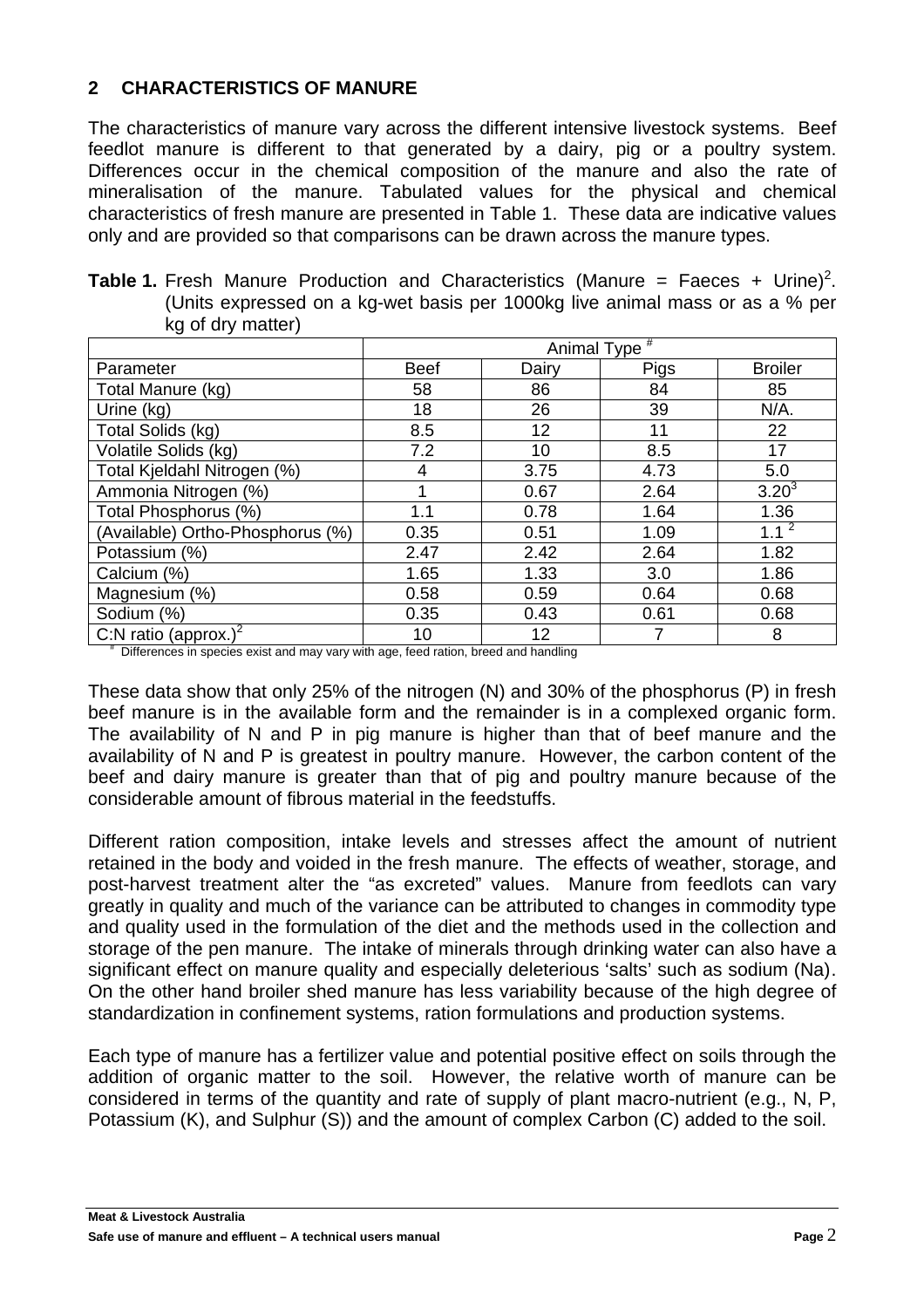## 2 CHARACTERISTICS OF MANURE

The characteristics of manure vary across the different intensive livestock systems. Beef feedlot manure is different to that generated by a dairy, pig or a poultry system. Differences occur in the chemical composition of the manure and also the rate of mineralisation of the manure. Tabulated values for the physical and chemical characteristics of fresh manure are presented in Table 1. These data are indicative values only and are provided so that comparisons can be drawn across the manure types.

**Table 1.** Fresh Manure Production and Characteristics (Manure = Faeces + Urine)[2]. (Units expressed on a kg-wet basis per 1000kg live animal mass or as a % per kg of dry matter)

| | Animal Type [#] | | | |
|---|---|---|---|---|
| Parameter | Beef | Dairy | Pigs | Broiler |
| Total Manure (kg) | 58 | 86 | 84 | 85 |
| Urine (kg) | 18 | 26 | 39 | N/A. |
| Total Solids (kg) | 8.5 | 12 | 11 | 22 |
| Volatile Solids (kg) | 7.2 | 10 | 8.5 | 17 |
| Total Kjeldahl Nitrogen (%) | 4 | 3.75 | 4.73 | 5.0 |
| Ammonia Nitrogen (%) | 1 | 0.67 | 2.64 | 3.20[3] |
| Total Phosphorus (%) | 1.1 | 0.78 | 1.64 | 1.36 |
| (Available) Ortho-Phosphorus (%) | 0.35 | 0.51 | 1.09 | 1.1 [2] |
| Potassium (%) | 2.47 | 2.42 | 2.64 | 1.82 |
| Calcium (%) | 1.65 | 1.33 | 3.0 | 1.86 |
| Magnesium (%) | 0.58 | 0.59 | 0.64 | 0.68 |
| Sodium (%) | 0.35 | 0.43 | 0.61 | 0.68 |
| C:N ratio (approx.)[2] | 10 | 12 | 7 | 8 |

[#] Differences in species exist and may vary with age, feed ration, breed and handling

These data show that only 25% of the nitrogen (N) and 30% of the phosphorus (P) in fresh beef manure is in the available form and the remainder is in a complexed organic form. The availability of N and P in pig manure is higher than that of beef manure and the availability of N and P is greatest in poultry manure. However, the carbon content of the beef and dairy manure is greater than that of pig and poultry manure because of the considerable amount of fibrous material in the feedstuffs.

Different ration composition, intake levels and stresses affect the amount of nutrient retained in the body and voided in the fresh manure. The effects of weather, storage, and post-harvest treatment alter the "as excreted" values. Manure from feedlots can vary greatly in quality and much of the variance can be attributed to changes in commodity type and quality used in the formulation of the diet and the methods used in the collection and storage of the pen manure. The intake of minerals through drinking water can also have a significant effect on manure quality and especially deleterious 'salts' such as sodium (Na). On the other hand broiler shed manure has less variability because of the high degree of standardization in confinement systems, ration formulations and production systems.

Each type of manure has a fertilizer value and potential positive effect on soils through the addition of organic matter to the soil. However, the relative worth of manure can be considered in terms of the quantity and rate of supply of plant macro-nutrient (e.g., N, P, Potassium (K), and Sulphur (S)) and the amount of complex Carbon (C) added to the soil.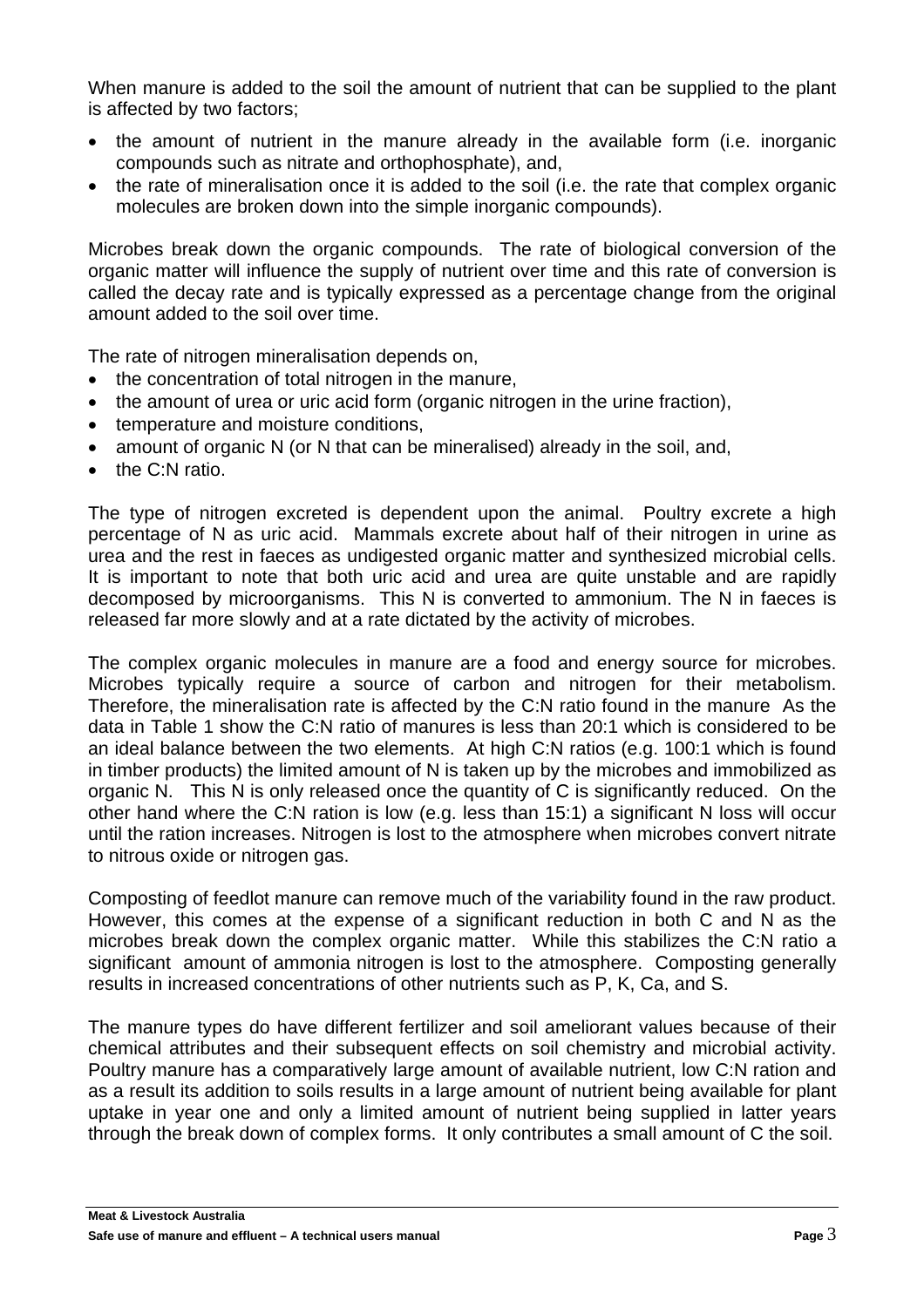When manure is added to the soil the amount of nutrient that can be supplied to the plant is affected by two factors;

- the amount of nutrient in the manure already in the available form (i.e. inorganic compounds such as nitrate and orthophosphate), and,
- the rate of mineralisation once it is added to the soil (i.e. the rate that complex organic molecules are broken down into the simple inorganic compounds).

Microbes break down the organic compounds. The rate of biological conversion of the organic matter will influence the supply of nutrient over time and this rate of conversion is called the decay rate and is typically expressed as a percentage change from the original amount added to the soil over time.

The rate of nitrogen mineralisation depends on,

- the concentration of total nitrogen in the manure,
- the amount of urea or uric acid form (organic nitrogen in the urine fraction),
- temperature and moisture conditions,
- amount of organic N (or N that can be mineralised) already in the soil, and,
- the C:N ratio.

The type of nitrogen excreted is dependent upon the animal. Poultry excrete a high percentage of N as uric acid. Mammals excrete about half of their nitrogen in urine as urea and the rest in faeces as undigested organic matter and synthesized microbial cells. It is important to note that both uric acid and urea are quite unstable and are rapidly decomposed by microorganisms. This N is converted to ammonium. The N in faeces is released far more slowly and at a rate dictated by the activity of microbes.

The complex organic molecules in manure are a food and energy source for microbes. Microbes typically require a source of carbon and nitrogen for their metabolism. Therefore, the mineralisation rate is affected by the C:N ratio found in the manure As the data in Table 1 show the C:N ratio of manures is less than 20:1 which is considered to be an ideal balance between the two elements. At high C:N ratios (e.g. 100:1 which is found in timber products) the limited amount of N is taken up by the microbes and immobilized as organic N. This N is only released once the quantity of C is significantly reduced. On the other hand where the C:N ration is low (e.g. less than 15:1) a significant N loss will occur until the ration increases. Nitrogen is lost to the atmosphere when microbes convert nitrate to nitrous oxide or nitrogen gas.

Composting of feedlot manure can remove much of the variability found in the raw product. However, this comes at the expense of a significant reduction in both C and N as the microbes break down the complex organic matter. While this stabilizes the C:N ratio a significant amount of ammonia nitrogen is lost to the atmosphere. Composting generally results in increased concentrations of other nutrients such as P, K, Ca, and S.

The manure types do have different fertilizer and soil ameliorant values because of their chemical attributes and their subsequent effects on soil chemistry and microbial activity. Poultry manure has a comparatively large amount of available nutrient, low C:N ration and as a result its addition to soils results in a large amount of nutrient being available for plant uptake in year one and only a limited amount of nutrient being supplied in latter years through the break down of complex forms. It only contributes a small amount of C the soil.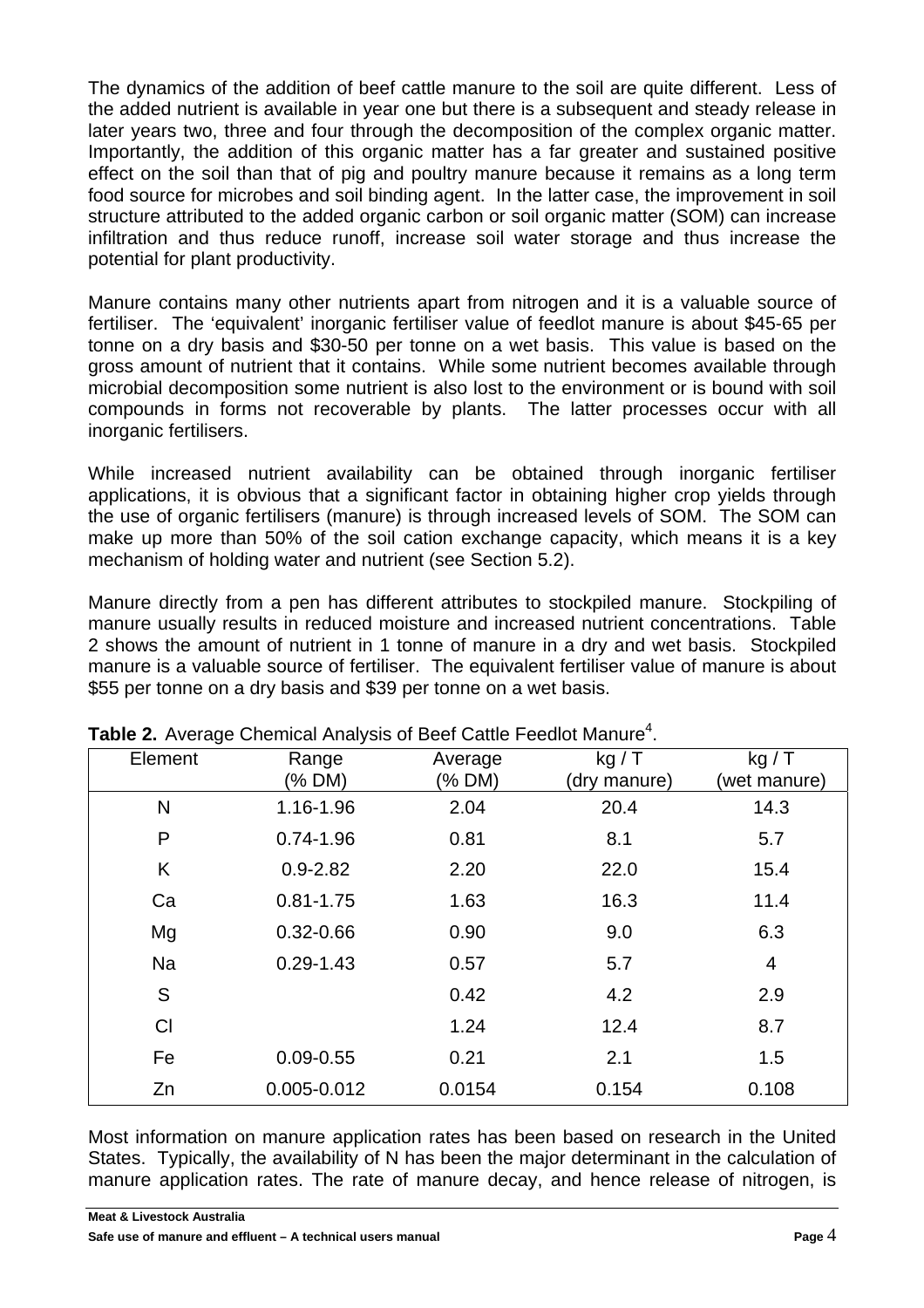The dynamics of the addition of beef cattle manure to the soil are quite different. Less of the added nutrient is available in year one but there is a subsequent and steady release in later years two, three and four through the decomposition of the complex organic matter. Importantly, the addition of this organic matter has a far greater and sustained positive effect on the soil than that of pig and poultry manure because it remains as a long term food source for microbes and soil binding agent. In the latter case, the improvement in soil structure attributed to the added organic carbon or soil organic matter (SOM) can increase infiltration and thus reduce runoff, increase soil water storage and thus increase the potential for plant productivity.

Manure contains many other nutrients apart from nitrogen and it is a valuable source of fertiliser. The 'equivalent' inorganic fertiliser value of feedlot manure is about $45-65 per tonne on a dry basis and $30-50 per tonne on a wet basis. This value is based on the gross amount of nutrient that it contains. While some nutrient becomes available through microbial decomposition some nutrient is also lost to the environment or is bound with soil compounds in forms not recoverable by plants. The latter processes occur with all inorganic fertilisers.

While increased nutrient availability can be obtained through inorganic fertiliser applications, it is obvious that a significant factor in obtaining higher crop yields through the use of organic fertilisers (manure) is through increased levels of SOM. The SOM can make up more than 50% of the soil cation exchange capacity, which means it is a key mechanism of holding water and nutrient (see Section 5.2).

Manure directly from a pen has different attributes to stockpiled manure. Stockpiling of manure usually results in reduced moisture and increased nutrient concentrations. Table 2 shows the amount of nutrient in 1 tonne of manure in a dry and wet basis. Stockpiled manure is a valuable source of fertiliser. The equivalent fertiliser value of manure is about $55 per tonne on a dry basis and $39 per tonne on a wet basis.

**Table 2.** Average Chemical Analysis of Beef Cattle Feedlot Manure[4].

| Element | Range (% DM) | Average (% DM) | kg / T (dry manure) | kg / T (wet manure) |
|---|---|---|---|---|
| N | 1.16-1.96 | 2.04 | 20.4 | 14.3 |
| P | 0.74-1.96 | 0.81 | 8.1 | 5.7 |
| K | 0.9-2.82 | 2.20 | 22.0 | 15.4 |
| Ca | 0.81-1.75 | 1.63 | 16.3 | 11.4 |
| Mg | 0.32-0.66 | 0.90 | 9.0 | 6.3 |
| Na | 0.29-1.43 | 0.57 | 5.7 | 4 |
| S | | 0.42 | 4.2 | 2.9 |
| Cl | | 1.24 | 12.4 | 8.7 |
| Fe | 0.09-0.55 | 0.21 | 2.1 | 1.5 |
| Zn | 0.005-0.012 | 0.0154 | 0.154 | 0.108 |

Most information on manure application rates has been based on research in the United States. Typically, the availability of N has been the major determinant in the calculation of manure application rates. The rate of manure decay, and hence release of nitrogen, is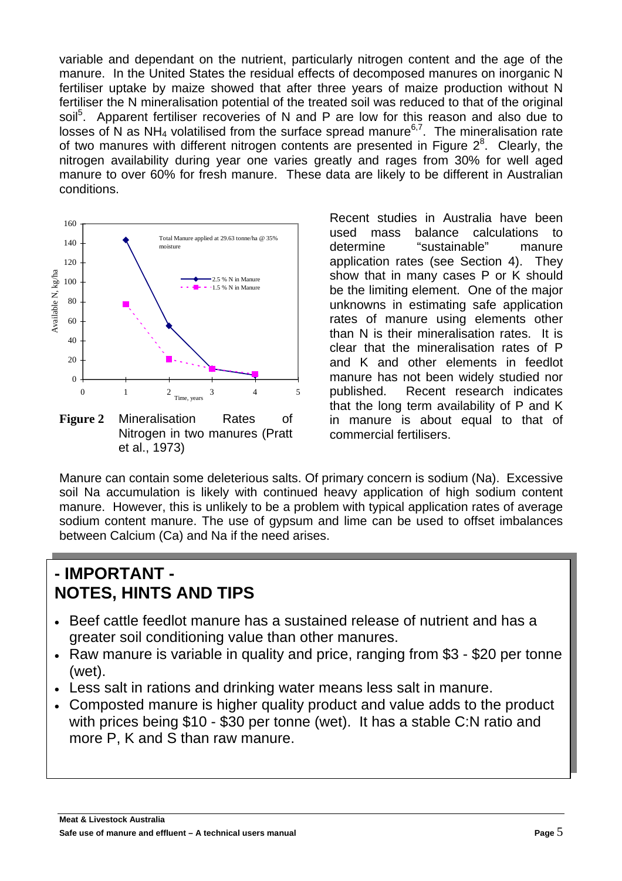variable and dependant on the nutrient, particularly nitrogen content and the age of the manure. In the United States the residual effects of decomposed manures on inorganic N fertiliser uptake by maize showed that after three years of maize production without N fertiliser the N mineralisation potential of the treated soil was reduced to that of the original soil[5]. Apparent fertiliser recoveries of N and P are low for this reason and also due to losses of N as $NH_4$ volatilised from the surface spread manure[6,7]. The mineralisation rate of two manures with different nitrogen contents are presented in Figure 2[8]. Clearly, the nitrogen availability during year one varies greatly and rages from 30% for well aged manure to over 60% for fresh manure. These data are likely to be different in Australian conditions.

Total Manure applied at 29.63 tonne/ha @ 35% moisture

2.5 % N in Manure

1.5 % N in Manure

Available N, kg/ha

160
140
120
100
80
60
40
20
0

0 1 2 3 4 5

Time, years

**Figure 2** Mineralisation Rates of Nitrogen in two manures (Pratt et al., 1973)

Recent studies in Australia have been used mass balance calculations to determine "sustainable" manure application rates (see Section 4). They show that in many cases P or K should be the limiting element. One of the major unknowns in estimating safe application rates of manure using elements other than N is their mineralisation rates. It is clear that the mineralisation rates of P and K and other elements in feedlot manure has not been widely studied nor published. Recent research indicates that the long term availability of P and K in manure is about equal to that of commercial fertilisers.

Manure can contain some deleterious salts. Of primary concern is sodium (Na). Excessive soil Na accumulation is likely with continued heavy application of high sodium content manure. However, this is unlikely to be a problem with typical application rates of average sodium content manure. The use of gypsum and lime can be used to offset imbalances between Calcium (Ca) and Na if the need arises.

## - IMPORTANT - NOTES, HINTS AND TIPS

- Beef cattle feedlot manure has a sustained release of nutrient and has a greater soil conditioning value than other manures.
- Raw manure is variable in quality and price, ranging from $3 - $20 per tonne (wet).
- Less salt in rations and drinking water means less salt in manure.
- Composted manure is higher quality product and value adds to the product with prices being $10 - $30 per tonne (wet). It has a stable C:N ratio and more P, K and S than raw manure.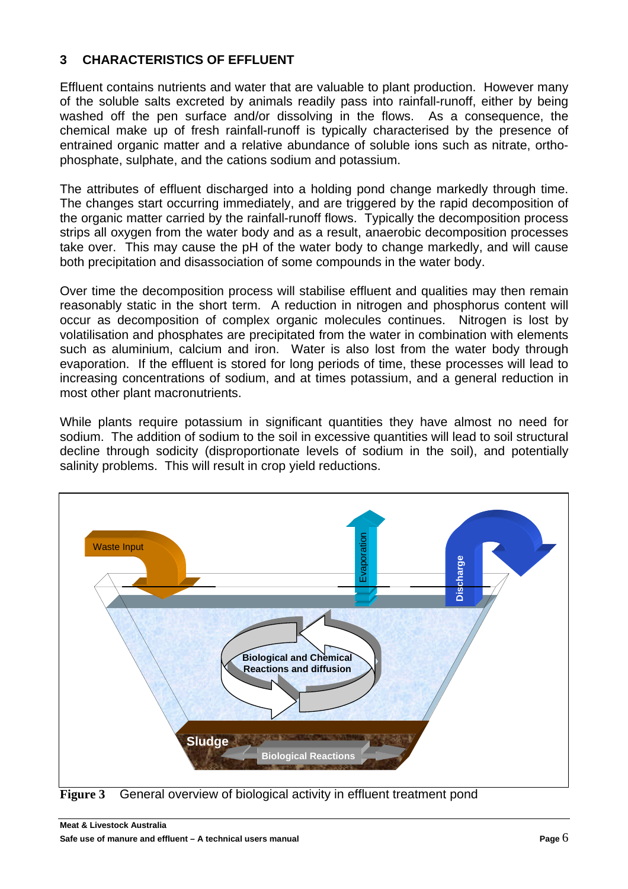## 3 CHARACTERISTICS OF EFFLUENT

Effluent contains nutrients and water that are valuable to plant production. However many of the soluble salts excreted by animals readily pass into rainfall-runoff, either by being washed off the pen surface and/or dissolving in the flows. As a consequence, the chemical make up of fresh rainfall-runoff is typically characterised by the presence of entrained organic matter and a relative abundance of soluble ions such as nitrate, ortho-phosphate, sulphate, and the cations sodium and potassium.

The attributes of effluent discharged into a holding pond change markedly through time. The changes start occurring immediately, and are triggered by the rapid decomposition of the organic matter carried by the rainfall-runoff flows. Typically the decomposition process strips all oxygen from the water body and as a result, anaerobic decomposition processes take over. This may cause the pH of the water body to change markedly, and will cause both precipitation and disassociation of some compounds in the water body.

Over time the decomposition process will stabilise effluent and qualities may then remain reasonably static in the short term. A reduction in nitrogen and phosphorus content will occur as decomposition of complex organic molecules continues. Nitrogen is lost by volatilisation and phosphates are precipitated from the water in combination with elements such as aluminium, calcium and iron. Water is also lost from the water body through evaporation. If the effluent is stored for long periods of time, these processes will lead to increasing concentrations of sodium, and at times potassium, and a general reduction in most other plant macronutrients.

While plants require potassium in significant quantities they have almost no need for sodium. The addition of sodium to the soil in excessive quantities will lead to soil structural decline through sodicity (disproportionate levels of sodium in the soil), and potentially salinity problems. This will result in crop yield reductions.

Waste Input

Evaporation

Discharge

Biological and Chemical Reactions and diffusion

Sludge

Biological Reactions

**Figure 3** General overview of biological activity in effluent treatment pond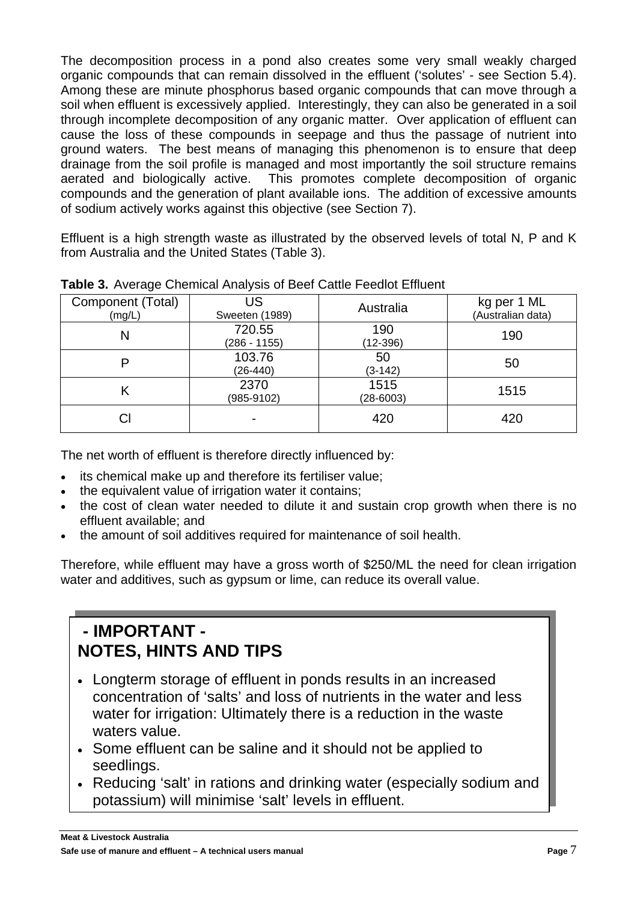The decomposition process in a pond also creates some very small weakly charged organic compounds that can remain dissolved in the effluent ('solutes' - see Section 5.4). Among these are minute phosphorus based organic compounds that can move through a soil when effluent is excessively applied. Interestingly, they can also be generated in a soil through incomplete decomposition of any organic matter. Over application of effluent can cause the loss of these compounds in seepage and thus the passage of nutrient into ground waters. The best means of managing this phenomenon is to ensure that deep drainage from the soil profile is managed and most importantly the soil structure remains aerated and biologically active. This promotes complete decomposition of organic compounds and the generation of plant available ions. The addition of excessive amounts of sodium actively works against this objective (see Section 7).

Effluent is a high strength waste as illustrated by the observed levels of total N, P and K from Australia and the United States (Table 3).

**Table 3.** Average Chemical Analysis of Beef Cattle Feedlot Effluent

| Component (Total) (mg/L) | US Sweeten (1989) | Australia | kg per 1 ML (Australian data) |
|---|---|---|---|
| N | 720.55 (286 - 1155) | 190 (12-396) | 190 |
| P | 103.76 (26-440) | 50 (3-142) | 50 |
| K | 2370 (985-9102) | 1515 (28-6003) | 1515 |
| Cl | - | 420 | 420 |

The net worth of effluent is therefore directly influenced by:

- its chemical make up and therefore its fertiliser value;
- the equivalent value of irrigation water it contains;
- the cost of clean water needed to dilute it and sustain crop growth when there is no effluent available; and
- the amount of soil additives required for maintenance of soil health.

Therefore, while effluent may have a gross worth of \$250/ML the need for clean irrigation water and additives, such as gypsum or lime, can reduce its overall value.

## - IMPORTANT - NOTES, HINTS AND TIPS

- Longterm storage of effluent in ponds results in an increased concentration of 'salts' and loss of nutrients in the water and less water for irrigation: Ultimately there is a reduction in the waste waters value.
- Some effluent can be saline and it should not be applied to seedlings.
- Reducing 'salt' in rations and drinking water (especially sodium and potassium) will minimise 'salt' levels in effluent.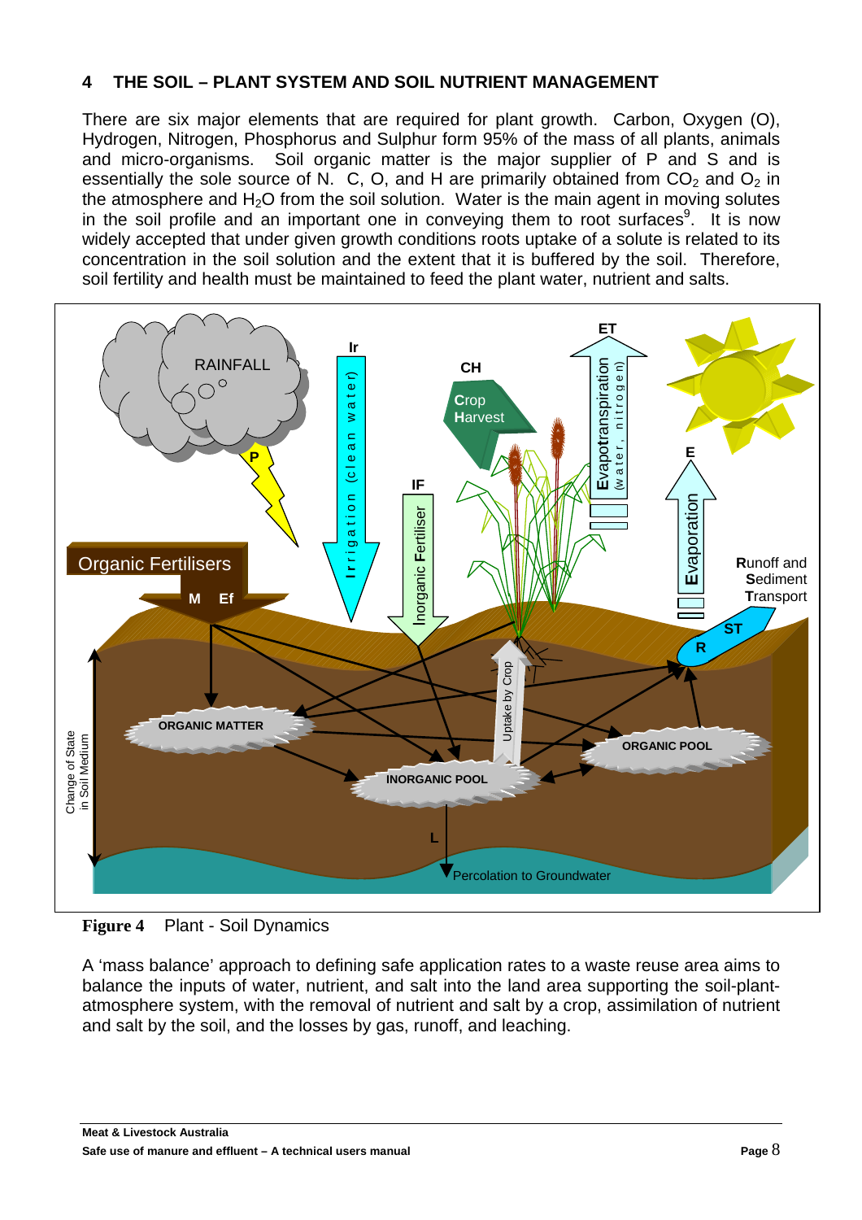# 4 THE SOIL – PLANT SYSTEM AND SOIL NUTRIENT MANAGEMENT

There are six major elements that are required for plant growth. Carbon, Oxygen (O), Hydrogen, Nitrogen, Phosphorus and Sulphur form 95% of the mass of all plants, animals and micro-organisms. Soil organic matter is the major supplier of P and S and is essentially the sole source of N. C, O, and H are primarily obtained from $CO_2$ and $O_2$ in the atmosphere and $H_2O$ from the soil solution. Water is the main agent in moving solutes in the soil profile and an important one in conveying them to root surfaces[9]. It is now widely accepted that under given growth conditions roots uptake of a solute is related to its concentration in the soil solution and the extent that it is buffered by the soil. Therefore, soil fertility and health must be maintained to feed the plant water, nutrient and salts.

RAINFALL
P
Ir
Irrigation (clean water)
IF
Inorganic Fertiliser
CH
Crop Harvest
ET
Evapotranspiration (water, nitrogen)
E
Evaporation
Organic Fertilisers
M Ef
Runoff and Sediment Transport
ST
R
Change of State in Soil Medium
ORGANIC MATTER
Uptake by Crop
ORGANIC POOL
INORGANIC POOL
L
Percolation to Groundwater

**Figure 4** Plant - Soil Dynamics

A 'mass balance' approach to defining safe application rates to a waste reuse area aims to balance the inputs of water, nutrient, and salt into the land area supporting the soil-plant-atmosphere system, with the removal of nutrient and salt by a crop, assimilation of nutrient and salt by the soil, and the losses by gas, runoff, and leaching.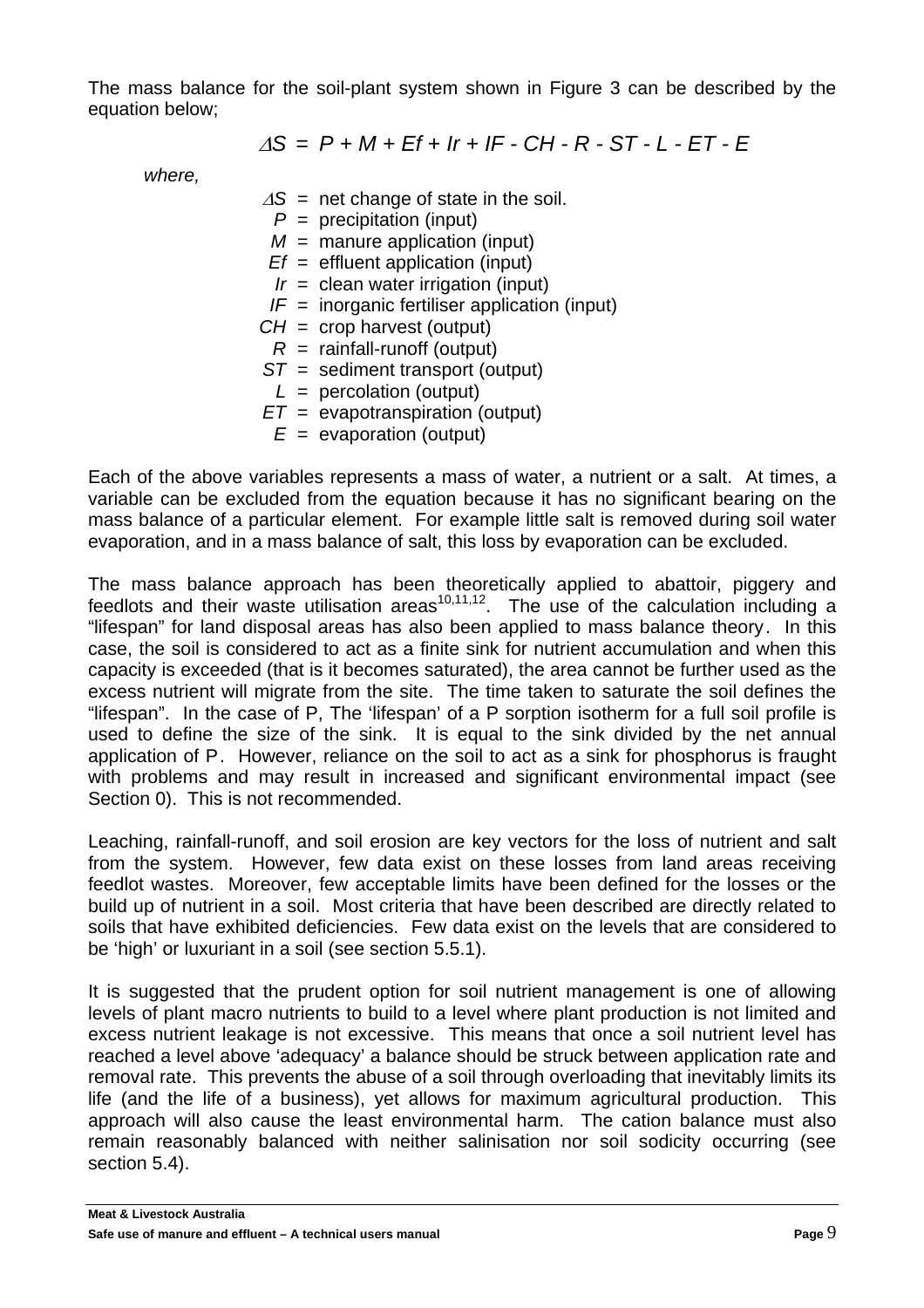The mass balance for the soil-plant system shown in Figure 3 can be described by the equation below;

$$\Delta S = P + M + Ef + Ir + IF - CH - R - ST - L - ET - E$$

*where,*

- $\Delta S$ = net change of state in the soil.
- $P$ = precipitation (input)
- $M$ = manure application (input)
- $Ef$ = effluent application (input)
- $Ir$ = clean water irrigation (input)
- $IF$ = inorganic fertiliser application (input)
- $CH$ = crop harvest (output)
- $R$ = rainfall-runoff (output)
- $ST$ = sediment transport (output)
- $L$ = percolation (output)
- $ET$ = evapotranspiration (output)
- $E$ = evaporation (output)

Each of the above variables represents a mass of water, a nutrient or a salt. At times, a variable can be excluded from the equation because it has no significant bearing on the mass balance of a particular element. For example little salt is removed during soil water evaporation, and in a mass balance of salt, this loss by evaporation can be excluded.

The mass balance approach has been theoretically applied to abattoir, piggery and feedlots and their waste utilisation areas[10,11,12]. The use of the calculation including a "lifespan" for land disposal areas has also been applied to mass balance theory. In this case, the soil is considered to act as a finite sink for nutrient accumulation and when this capacity is exceeded (that is it becomes saturated), the area cannot be further used as the excess nutrient will migrate from the site. The time taken to saturate the soil defines the "lifespan". In the case of P, The 'lifespan' of a P sorption isotherm for a full soil profile is used to define the size of the sink. It is equal to the sink divided by the net annual application of P. However, reliance on the soil to act as a sink for phosphorus is fraught with problems and may result in increased and significant environmental impact (see Section 0). This is not recommended.

Leaching, rainfall-runoff, and soil erosion are key vectors for the loss of nutrient and salt from the system. However, few data exist on these losses from land areas receiving feedlot wastes. Moreover, few acceptable limits have been defined for the losses or the build up of nutrient in a soil. Most criteria that have been described are directly related to soils that have exhibited deficiencies. Few data exist on the levels that are considered to be 'high' or luxuriant in a soil (see section 5.5.1).

It is suggested that the prudent option for soil nutrient management is one of allowing levels of plant macro nutrients to build to a level where plant production is not limited and excess nutrient leakage is not excessive. This means that once a soil nutrient level has reached a level above 'adequacy' a balance should be struck between application rate and removal rate. This prevents the abuse of a soil through overloading that inevitably limits its life (and the life of a business), yet allows for maximum agricultural production. This approach will also cause the least environmental harm. The cation balance must also remain reasonably balanced with neither salinisation nor soil sodicity occurring (see section 5.4).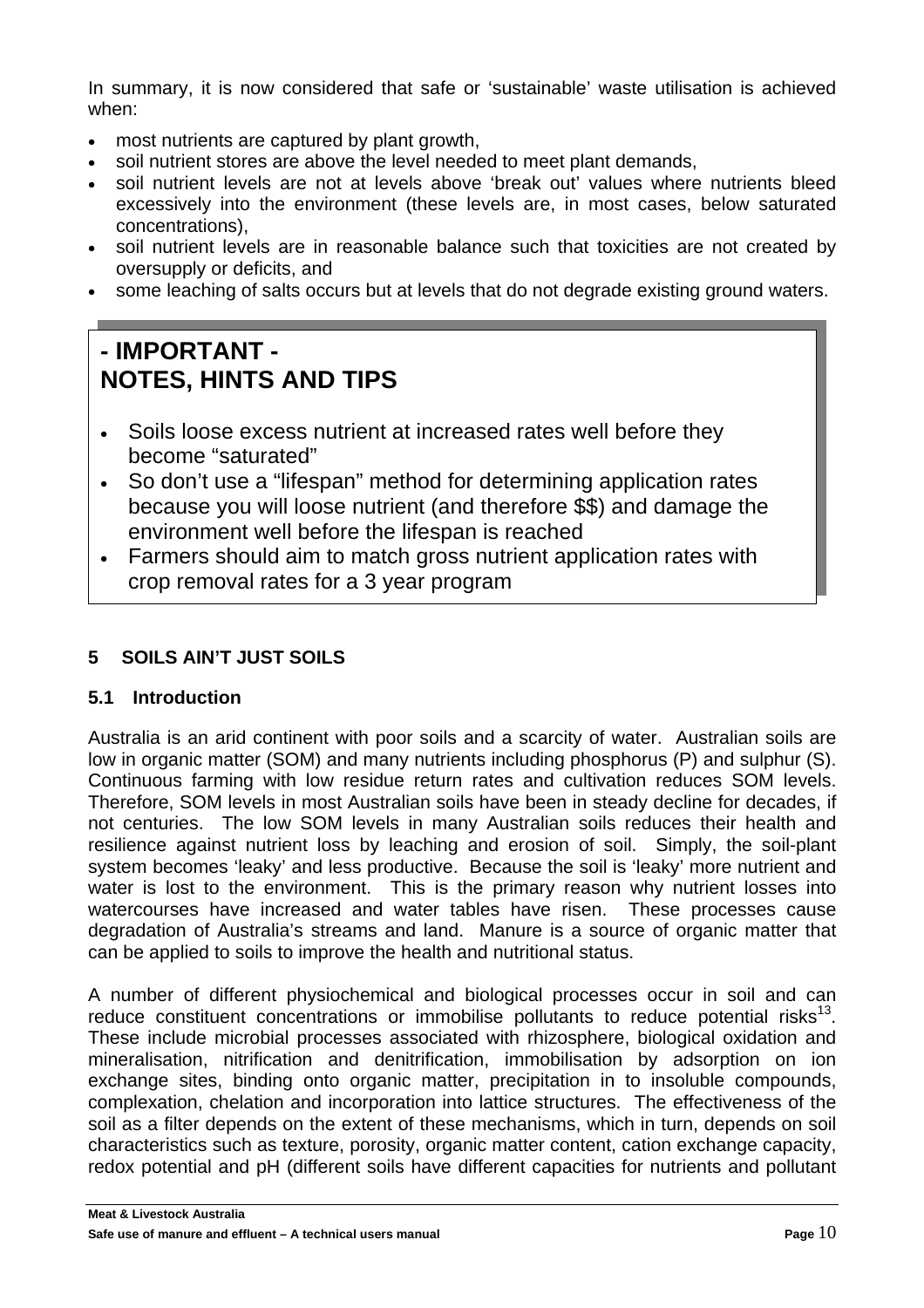In summary, it is now considered that safe or 'sustainable' waste utilisation is achieved when:

- most nutrients are captured by plant growth,
- soil nutrient stores are above the level needed to meet plant demands,
- soil nutrient levels are not at levels above 'break out' values where nutrients bleed excessively into the environment (these levels are, in most cases, below saturated concentrations),
- soil nutrient levels are in reasonable balance such that toxicities are not created by oversupply or deficits, and
- some leaching of salts occurs but at levels that do not degrade existing ground waters.

> **- IMPORTANT -**
> **NOTES, HINTS AND TIPS**
>
> - Soils loose excess nutrient at increased rates well before they become "saturated"
> - So don't use a "lifespan" method for determining application rates because you will loose nutrient (and therefore $$) and damage the environment well before the lifespan is reached
> - Farmers should aim to match gross nutrient application rates with crop removal rates for a 3 year program

## 5 SOILS AIN'T JUST SOILS

### 5.1 Introduction

Australia is an arid continent with poor soils and a scarcity of water. Australian soils are low in organic matter (SOM) and many nutrients including phosphorus (P) and sulphur (S). Continuous farming with low residue return rates and cultivation reduces SOM levels. Therefore, SOM levels in most Australian soils have been in steady decline for decades, if not centuries. The low SOM levels in many Australian soils reduces their health and resilience against nutrient loss by leaching and erosion of soil. Simply, the soil-plant system becomes 'leaky' and less productive. Because the soil is 'leaky' more nutrient and water is lost to the environment. This is the primary reason why nutrient losses into watercourses have increased and water tables have risen. These processes cause degradation of Australia's streams and land. Manure is a source of organic matter that can be applied to soils to improve the health and nutritional status.

A number of different physiochemical and biological processes occur in soil and can reduce constituent concentrations or immobilise pollutants to reduce potential risks[13]. These include microbial processes associated with rhizosphere, biological oxidation and mineralisation, nitrification and denitrification, immobilisation by adsorption on ion exchange sites, binding onto organic matter, precipitation in to insoluble compounds, complexation, chelation and incorporation into lattice structures. The effectiveness of the soil as a filter depends on the extent of these mechanisms, which in turn, depends on soil characteristics such as texture, porosity, organic matter content, cation exchange capacity, redox potential and pH (different soils have different capacities for nutrients and pollutant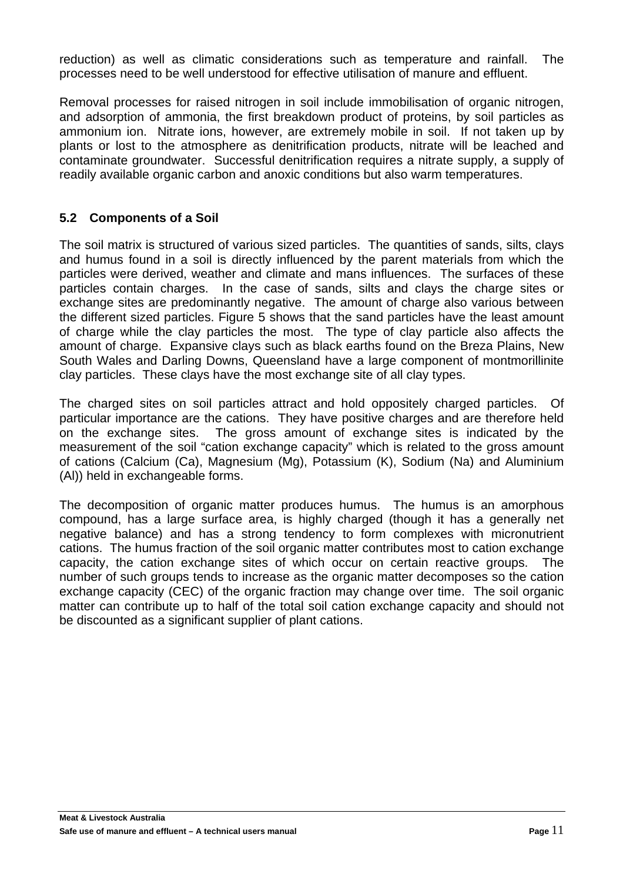reduction) as well as climatic considerations such as temperature and rainfall. The processes need to be well understood for effective utilisation of manure and effluent.

Removal processes for raised nitrogen in soil include immobilisation of organic nitrogen, and adsorption of ammonia, the first breakdown product of proteins, by soil particles as ammonium ion. Nitrate ions, however, are extremely mobile in soil. If not taken up by plants or lost to the atmosphere as denitrification products, nitrate will be leached and contaminate groundwater. Successful denitrification requires a nitrate supply, a supply of readily available organic carbon and anoxic conditions but also warm temperatures.

### 5.2 Components of a Soil

The soil matrix is structured of various sized particles. The quantities of sands, silts, clays and humus found in a soil is directly influenced by the parent materials from which the particles were derived, weather and climate and mans influences. The surfaces of these particles contain charges. In the case of sands, silts and clays the charge sites or exchange sites are predominantly negative. The amount of charge also various between the different sized particles. Figure 5 shows that the sand particles have the least amount of charge while the clay particles the most. The type of clay particle also affects the amount of charge. Expansive clays such as black earths found on the Breza Plains, New South Wales and Darling Downs, Queensland have a large component of montmorillinite clay particles. These clays have the most exchange site of all clay types.

The charged sites on soil particles attract and hold oppositely charged particles. Of particular importance are the cations. They have positive charges and are therefore held on the exchange sites. The gross amount of exchange sites is indicated by the measurement of the soil "cation exchange capacity" which is related to the gross amount of cations (Calcium (Ca), Magnesium (Mg), Potassium (K), Sodium (Na) and Aluminium (Al)) held in exchangeable forms.

The decomposition of organic matter produces humus. The humus is an amorphous compound, has a large surface area, is highly charged (though it has a generally net negative balance) and has a strong tendency to form complexes with micronutrient cations. The humus fraction of the soil organic matter contributes most to cation exchange capacity, the cation exchange sites of which occur on certain reactive groups. The number of such groups tends to increase as the organic matter decomposes so the cation exchange capacity (CEC) of the organic fraction may change over time. The soil organic matter can contribute up to half of the total soil cation exchange capacity and should not be discounted as a significant supplier of plant cations.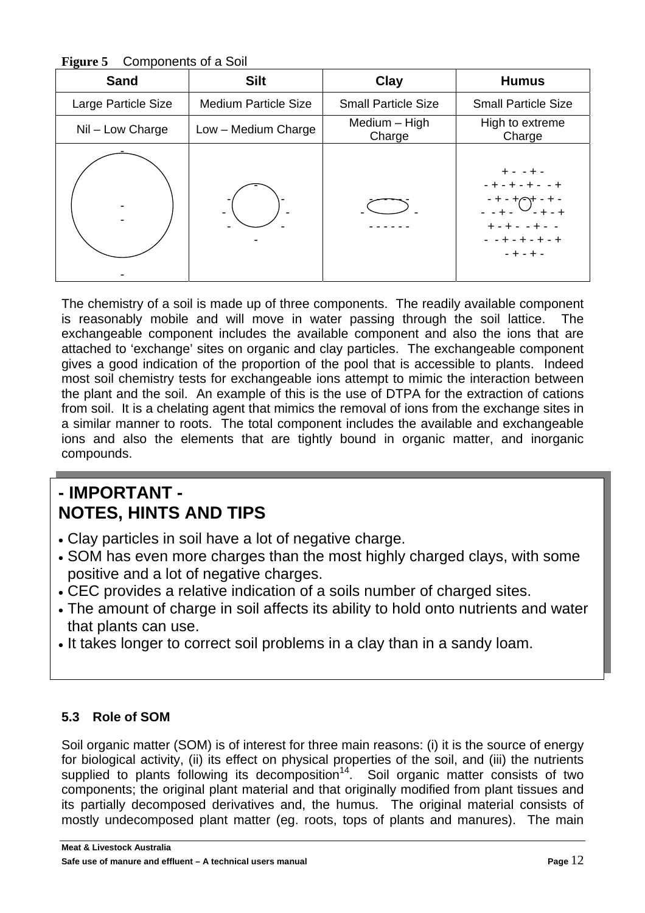**Figure 5** Components of a Soil

| Sand | Silt | Clay | Humus |
|---|---|---|---|
| Large Particle Size | Medium Particle Size | Small Particle Size | Small Particle Size |
| Nil – Low Charge | Low – Medium Charge | Medium – High Charge | High to extreme Charge |

The chemistry of a soil is made up of three components. The readily available component is reasonably mobile and will move in water passing through the soil lattice. The exchangeable component includes the available component and also the ions that are attached to 'exchange' sites on organic and clay particles. The exchangeable component gives a good indication of the proportion of the pool that is accessible to plants. Indeed most soil chemistry tests for exchangeable ions attempt to mimic the interaction between the plant and the soil. An example of this is the use of DTPA for the extraction of cations from soil. It is a chelating agent that mimics the removal of ions from the exchange sites in a similar manner to roots. The total component includes the available and exchangeable ions and also the elements that are tightly bound in organic matter, and inorganic compounds.

## - IMPORTANT - NOTES, HINTS AND TIPS

- Clay particles in soil have a lot of negative charge.
- SOM has even more charges than the most highly charged clays, with some positive and a lot of negative charges.
- CEC provides a relative indication of a soils number of charged sites.
- The amount of charge in soil affects its ability to hold onto nutrients and water that plants can use.
- It takes longer to correct soil problems in a clay than in a sandy loam.

### 5.3 Role of SOM

Soil organic matter (SOM) is of interest for three main reasons: (i) it is the source of energy for biological activity, (ii) its effect on physical properties of the soil, and (iii) the nutrients supplied to plants following its decomposition[14]. Soil organic matter consists of two components; the original plant material and that originally modified from plant tissues and its partially decomposed derivatives and, the humus. The original material consists of mostly undecomposed plant matter (eg. roots, tops of plants and manures). The main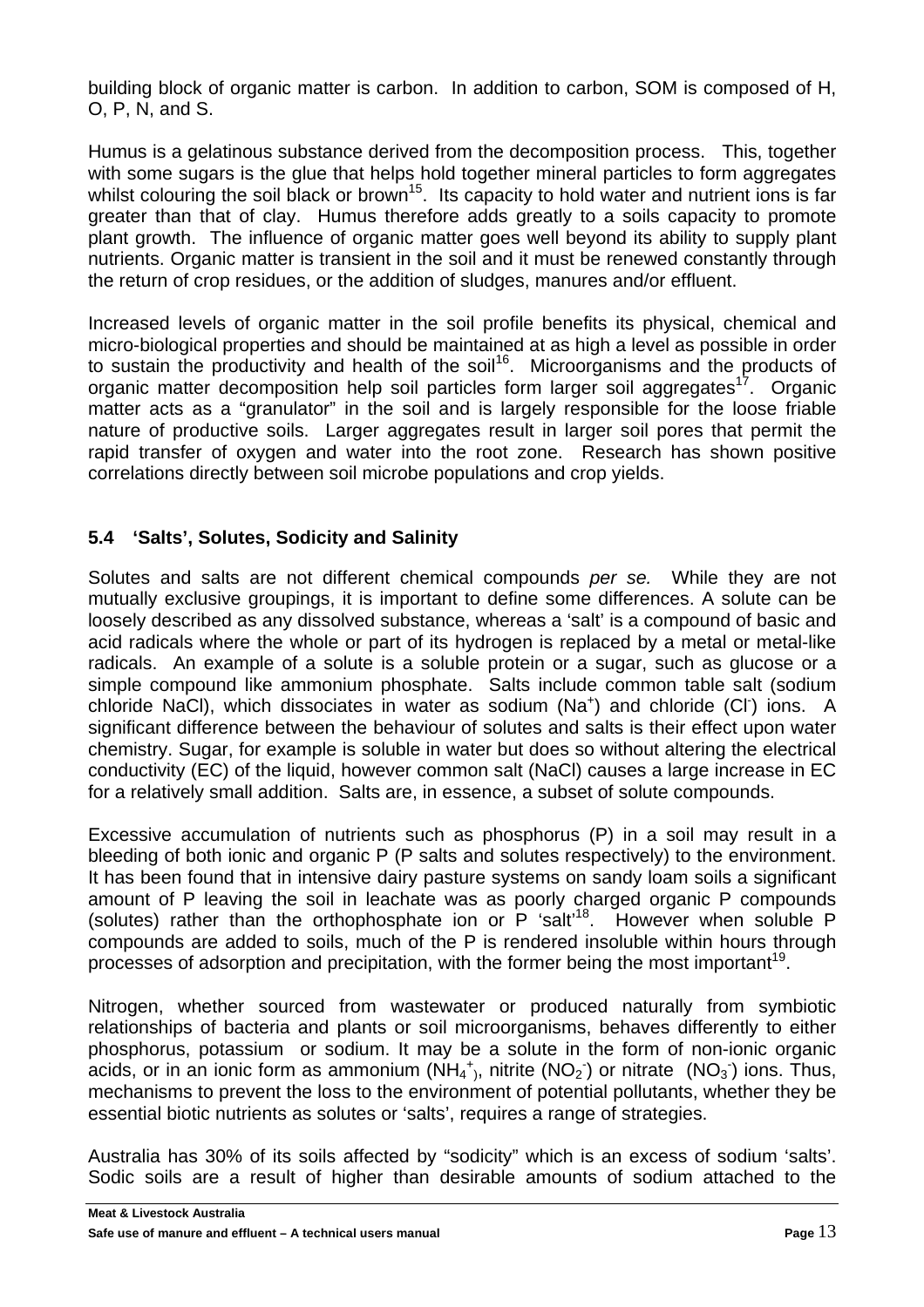building block of organic matter is carbon. In addition to carbon, SOM is composed of H, O, P, N, and S.

Humus is a gelatinous substance derived from the decomposition process. This, together with some sugars is the glue that helps hold together mineral particles to form aggregates whilst colouring the soil black or brown[15]. Its capacity to hold water and nutrient ions is far greater than that of clay. Humus therefore adds greatly to a soils capacity to promote plant growth. The influence of organic matter goes well beyond its ability to supply plant nutrients. Organic matter is transient in the soil and it must be renewed constantly through the return of crop residues, or the addition of sludges, manures and/or effluent.

Increased levels of organic matter in the soil profile benefits its physical, chemical and micro-biological properties and should be maintained at as high a level as possible in order to sustain the productivity and health of the soil[16]. Microorganisms and the products of organic matter decomposition help soil particles form larger soil aggregates[17]. Organic matter acts as a "granulator" in the soil and is largely responsible for the loose friable nature of productive soils. Larger aggregates result in larger soil pores that permit the rapid transfer of oxygen and water into the root zone. Research has shown positive correlations directly between soil microbe populations and crop yields.

### 5.4 'Salts', Solutes, Sodicity and Salinity

Solutes and salts are not different chemical compounds *per se.* While they are not mutually exclusive groupings, it is important to define some differences. A solute can be loosely described as any dissolved substance, whereas a 'salt' is a compound of basic and acid radicals where the whole or part of its hydrogen is replaced by a metal or metal-like radicals. An example of a solute is a soluble protein or a sugar, such as glucose or a simple compound like ammonium phosphate. Salts include common table salt (sodium chloride NaCl), which dissociates in water as sodium ($Na^+$) and chloride ($Cl^-$) ions. A significant difference between the behaviour of solutes and salts is their effect upon water chemistry. Sugar, for example is soluble in water but does so without altering the electrical conductivity (EC) of the liquid, however common salt (NaCl) causes a large increase in EC for a relatively small addition. Salts are, in essence, a subset of solute compounds.

Excessive accumulation of nutrients such as phosphorus (P) in a soil may result in a bleeding of both ionic and organic P (P salts and solutes respectively) to the environment. It has been found that in intensive dairy pasture systems on sandy loam soils a significant amount of P leaving the soil in leachate was as poorly charged organic P compounds (solutes) rather than the orthophosphate ion or P 'salt'[18]. However when soluble P compounds are added to soils, much of the P is rendered insoluble within hours through processes of adsorption and precipitation, with the former being the most important[19].

Nitrogen, whether sourced from wastewater or produced naturally from symbiotic relationships of bacteria and plants or soil microorganisms, behaves differently to either phosphorus, potassium or sodium. It may be a solute in the form of non-ionic organic acids, or in an ionic form as ammonium ($NH_4^+$), nitrite ($NO_2^-$) or nitrate ($NO_3^-$) ions. Thus, mechanisms to prevent the loss to the environment of potential pollutants, whether they be essential biotic nutrients as solutes or 'salts', requires a range of strategies.

Australia has 30% of its soils affected by "sodicity" which is an excess of sodium 'salts'. Sodic soils are a result of higher than desirable amounts of sodium attached to the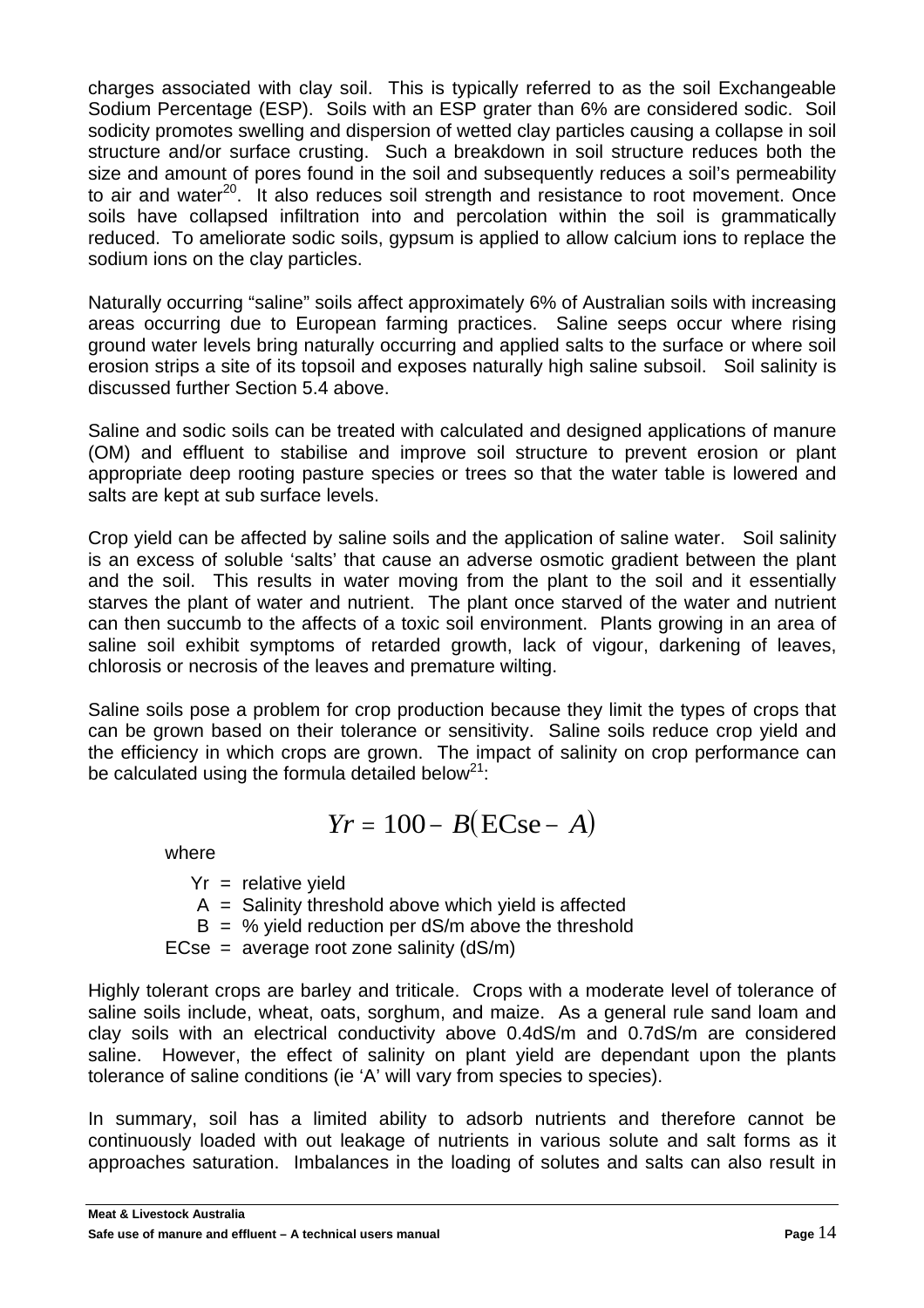charges associated with clay soil. This is typically referred to as the soil Exchangeable Sodium Percentage (ESP). Soils with an ESP grater than 6% are considered sodic. Soil sodicity promotes swelling and dispersion of wetted clay particles causing a collapse in soil structure and/or surface crusting. Such a breakdown in soil structure reduces both the size and amount of pores found in the soil and subsequently reduces a soil's permeability to air and water[20]. It also reduces soil strength and resistance to root movement. Once soils have collapsed infiltration into and percolation within the soil is grammatically reduced. To ameliorate sodic soils, gypsum is applied to allow calcium ions to replace the sodium ions on the clay particles.

Naturally occurring "saline" soils affect approximately 6% of Australian soils with increasing areas occurring due to European farming practices. Saline seeps occur where rising ground water levels bring naturally occurring and applied salts to the surface or where soil erosion strips a site of its topsoil and exposes naturally high saline subsoil. Soil salinity is discussed further Section 5.4 above.

Saline and sodic soils can be treated with calculated and designed applications of manure (OM) and effluent to stabilise and improve soil structure to prevent erosion or plant appropriate deep rooting pasture species or trees so that the water table is lowered and salts are kept at sub surface levels.

Crop yield can be affected by saline soils and the application of saline water. Soil salinity is an excess of soluble 'salts' that cause an adverse osmotic gradient between the plant and the soil. This results in water moving from the plant to the soil and it essentially starves the plant of water and nutrient. The plant once starved of the water and nutrient can then succumb to the affects of a toxic soil environment. Plants growing in an area of saline soil exhibit symptoms of retarded growth, lack of vigour, darkening of leaves, chlorosis or necrosis of the leaves and premature wilting.

Saline soils pose a problem for crop production because they limit the types of crops that can be grown based on their tolerance or sensitivity. Saline soils reduce crop yield and the efficiency in which crops are grown. The impact of salinity on crop performance can be calculated using the formula detailed below[21]:

$$Yr = 100 - B(\mathrm{ECse} - A)$$

where

- Yr = relative yield
- A = Salinity threshold above which yield is affected
- B = % yield reduction per dS/m above the threshold
- ECse = average root zone salinity (dS/m)

Highly tolerant crops are barley and triticale. Crops with a moderate level of tolerance of saline soils include, wheat, oats, sorghum, and maize. As a general rule sand loam and clay soils with an electrical conductivity above 0.4dS/m and 0.7dS/m are considered saline. However, the effect of salinity on plant yield are dependant upon the plants tolerance of saline conditions (ie 'A' will vary from species to species).

In summary, soil has a limited ability to adsorb nutrients and therefore cannot be continuously loaded with out leakage of nutrients in various solute and salt forms as it approaches saturation. Imbalances in the loading of solutes and salts can also result in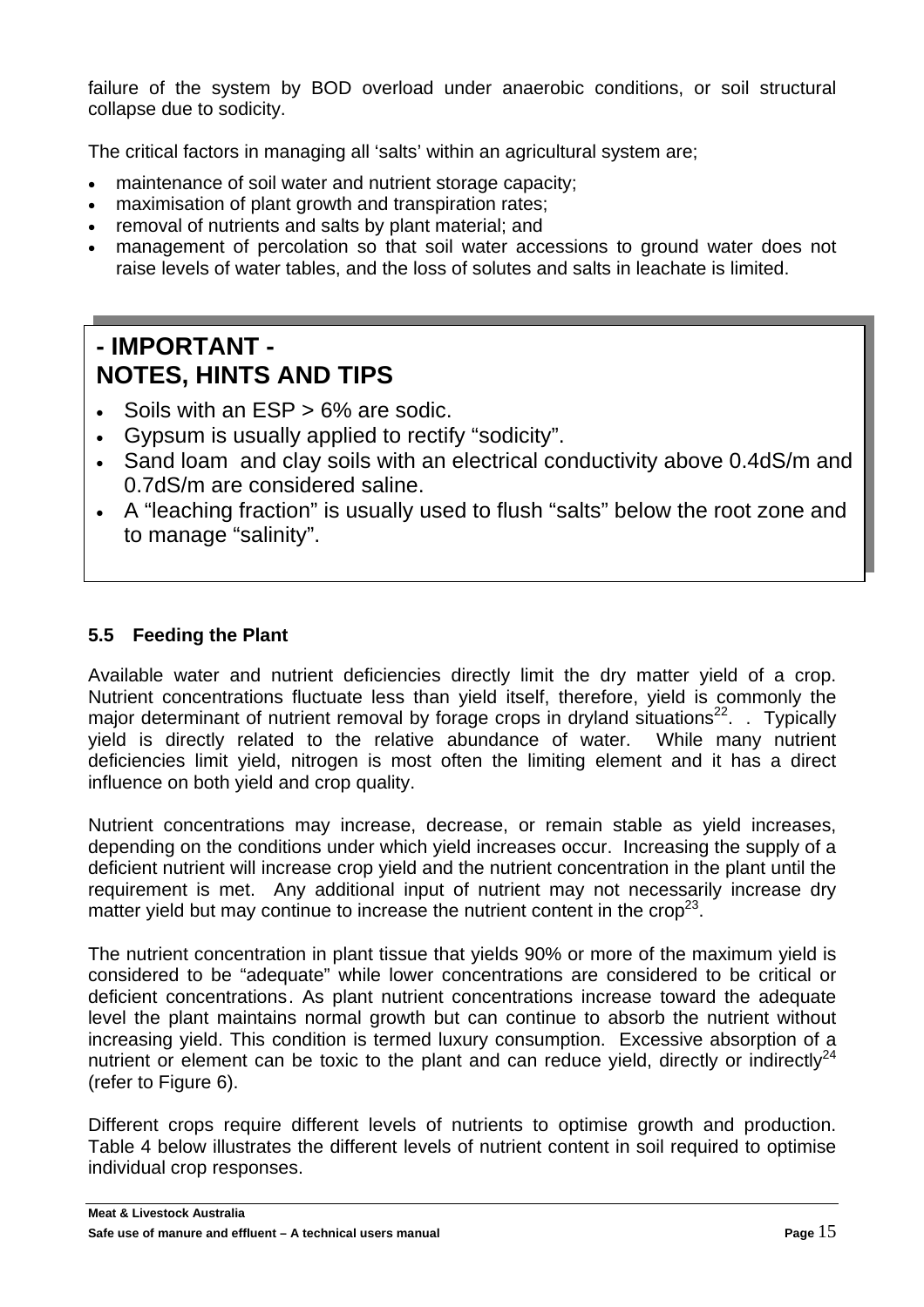failure of the system by BOD overload under anaerobic conditions, or soil structural collapse due to sodicity.

The critical factors in managing all 'salts' within an agricultural system are;

- maintenance of soil water and nutrient storage capacity;
- maximisation of plant growth and transpiration rates;
- removal of nutrients and salts by plant material; and
- management of percolation so that soil water accessions to ground water does not raise levels of water tables, and the loss of solutes and salts in leachate is limited.

> **- IMPORTANT -**
> **NOTES, HINTS AND TIPS**
>
> - Soils with an ESP > 6% are sodic.
> - Gypsum is usually applied to rectify "sodicity".
> - Sand loam and clay soils with an electrical conductivity above 0.4dS/m and 0.7dS/m are considered saline.
> - A "leaching fraction" is usually used to flush "salts" below the root zone and to manage "salinity".

### 5.5 Feeding the Plant

Available water and nutrient deficiencies directly limit the dry matter yield of a crop. Nutrient concentrations fluctuate less than yield itself, therefore, yield is commonly the major determinant of nutrient removal by forage crops in dryland situations[22]. . Typically yield is directly related to the relative abundance of water. While many nutrient deficiencies limit yield, nitrogen is most often the limiting element and it has a direct influence on both yield and crop quality.

Nutrient concentrations may increase, decrease, or remain stable as yield increases, depending on the conditions under which yield increases occur. Increasing the supply of a deficient nutrient will increase crop yield and the nutrient concentration in the plant until the requirement is met. Any additional input of nutrient may not necessarily increase dry matter yield but may continue to increase the nutrient content in the crop[23].

The nutrient concentration in plant tissue that yields 90% or more of the maximum yield is considered to be "adequate" while lower concentrations are considered to be critical or deficient concentrations. As plant nutrient concentrations increase toward the adequate level the plant maintains normal growth but can continue to absorb the nutrient without increasing yield. This condition is termed luxury consumption. Excessive absorption of a nutrient or element can be toxic to the plant and can reduce yield, directly or indirectly[24] (refer to Figure 6).

Different crops require different levels of nutrients to optimise growth and production. Table 4 below illustrates the different levels of nutrient content in soil required to optimise individual crop responses.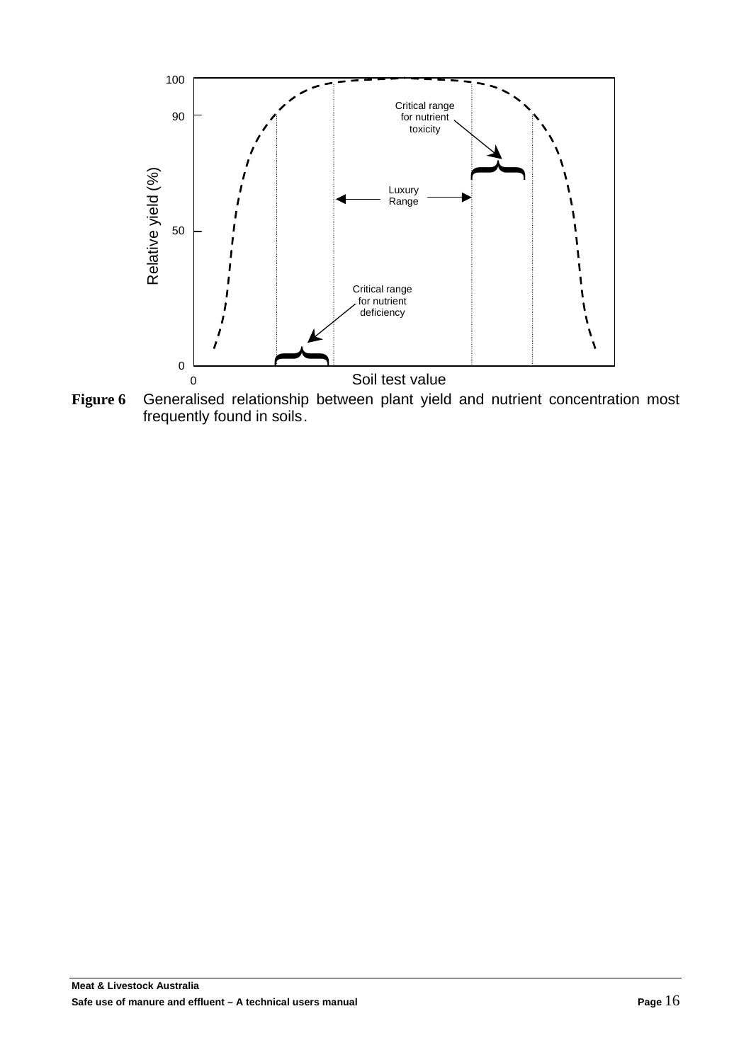100

90

50

0

0

Relative yield (%)

Soil test value

Critical range for nutrient toxicity

Luxury Range

Critical range for nutrient deficiency

**Figure 6** Generalised relationship between plant yield and nutrient concentration most frequently found in soils.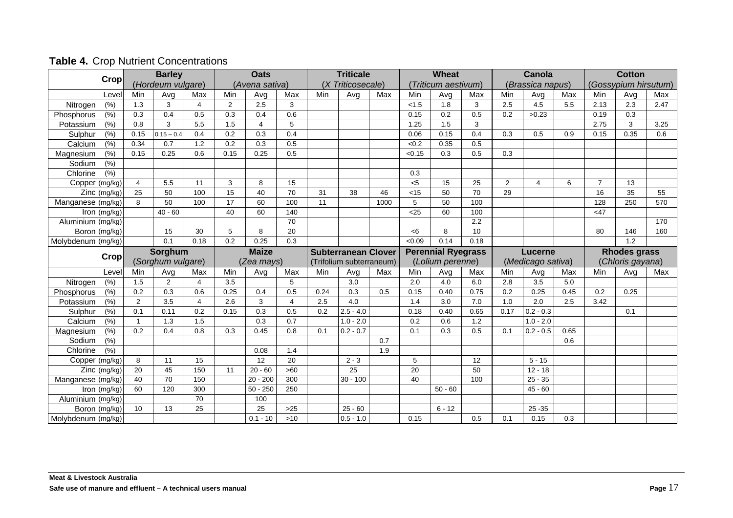**Table 4.** Crop Nutrient Concentrations

| Crop | | Barley (*Hordeum vulgare*) | | | Oats (*Avena sativa*) | | | Triticale (*X Triticosecale*) | | | Wheat (*Triticum aestivum*) | | | Canola (*Brassica napus*) | | | Cotton (*Gossypium hirsutum*) | | |
|---|---|---|---|---|---|---|---|---|---|---|---|---|---|---|---|---|---|---|---|
| | Level | Min | Avg | Max | Min | Avg | Max | Min | Avg | Max | Min | Avg | Max | Min | Avg | Max | Min | Avg | Max |
| Nitrogen | (%) | 1.3 | 3 | 4 | 2 | 2.5 | 3 | | | | <1.5 | 1.8 | 3 | 2.5 | 4.5 | 5.5 | 2.13 | 2.3 | 2.47 |
| Phosphorus | (%) | 0.3 | 0.4 | 0.5 | 0.3 | 0.4 | 0.6 | | | | 0.15 | 0.2 | 0.5 | 0.2 | >0.23 | | 0.19 | 0.3 | |
| Potassium | (%) | 0.8 | 3 | 5.5 | 1.5 | 4 | 5 | | | | 1.25 | 1.5 | 3 | | | | 2.75 | 3 | 3.25 |
| Sulphur | (%) | 0.15 | 0.15 – 0.4 | 0.4 | 0.2 | 0.3 | 0.4 | | | | 0.06 | 0.15 | 0.4 | 0.3 | 0.5 | 0.9 | 0.15 | 0.35 | 0.6 |
| Calcium | (%) | 0.34 | 0.7 | 1.2 | 0.2 | 0.3 | 0.5 | | | | <0.2 | 0.35 | 0.5 | | | | | | |
| Magnesium | (%) | 0.15 | 0.25 | 0.6 | 0.15 | 0.25 | 0.5 | | | | <0.15 | 0.3 | 0.5 | 0.3 | | | | | |
| Sodium | (%) | | | | | | | | | | | | | | | | | | |
| Chlorine | (%) | | | | | | | | | | 0.3 | | | | | | | | |
| Copper | (mg/kg) | 4 | 5.5 | 11 | 3 | 8 | 15 | | | | <5 | 15 | 25 | 2 | 4 | 6 | 7 | 13 | |
| Zinc | (mg/kg) | 25 | 50 | 100 | 15 | 40 | 70 | 31 | 38 | 46 | <15 | 50 | 70 | 29 | | | 16 | 35 | 55 |
| Manganese | (mg/kg) | 8 | 50 | 100 | 17 | 60 | 100 | 11 | | 1000 | 5 | 50 | 100 | | | | 128 | 250 | 570 |
| Iron | (mg/kg) | | 40 - 60 | | 40 | 60 | 140 | | | | <25 | 60 | 100 | | | | <47 | | |
| Aluminium | (mg/kg) | | | | | | 70 | | | | | | 2.2 | | | | | | 170 |
| Boron | (mg/kg) | | 15 | 30 | 5 | 8 | 20 | | | | <6 | 8 | 10 | | | | 80 | 146 | 160 |
| Molybdenum | (mg/kg) | | 0.1 | 0.18 | 0.2 | 0.25 | 0.3 | | | | <0.09 | 0.14 | 0.18 | | | | | 1.2 | |
| **Crop** | | **Sorghum** (*Sorghum vulgare*) | | | **Maize** (*Zea mays*) | | | **Subterranean Clover** (*Trifolium subterraneum*) | | | **Perennial Ryegrass** (*Lolium perenne*) | | | **Lucerne** (*Medicago sativa*) | | | **Rhodes grass** (*Chloris gayana*) | | |
| | Level | Min | Avg | Max | Min | Avg | Max | Min | Avg | Max | Min | Avg | Max | Min | Avg | Max | Min | Avg | Max |
| Nitrogen | (%) | 1.5 | 2 | 4 | 3.5 | | 5 | | 3.0 | | 2.0 | 4.0 | 6.0 | 2.8 | 3.5 | 5.0 | | | |
| Phosphorus | (%) | 0.2 | 0.3 | 0.6 | 0.25 | 0.4 | 0.5 | 0.24 | 0.3 | 0.5 | 0.15 | 0.40 | 0.75 | 0.2 | 0.25 | 0.45 | 0.2 | 0.25 | |
| Potassium | (%) | 2 | 3.5 | 4 | 2.6 | 3 | 4 | 2.5 | 4.0 | | 1.4 | 3.0 | 7.0 | 1.0 | 2.0 | 2.5 | 3.42 | | |
| Sulphur | (%) | 0.1 | 0.11 | 0.2 | 0.15 | 0.3 | 0.5 | 0.2 | 2.5 - 4.0 | | 0.18 | 0.40 | 0.65 | 0.17 | 0.2 - 0.3 | | | 0.1 | |
| Calcium | (%) | 1 | 1.3 | 1.5 | | 0.3 | 0.7 | | 1.0 - 2.0 | | 0.2 | 0.6 | 1.2 | | 1.0 - 2.0 | | | | |
| Magnesium | (%) | 0.2 | 0.4 | 0.8 | 0.3 | 0.45 | 0.8 | 0.1 | 0.2 - 0.7 | | 0.1 | 0.3 | 0.5 | 0.1 | 0.2 - 0.5 | 0.65 | | | |
| Sodium | (%) | | | | | | | | | 0.7 | | | | | | 0.6 | | | |
| Chlorine | (%) | | | | | 0.08 | 1.4 | | | 1.9 | | | | | | | | | |
| Copper | (mg/kg) | 8 | 11 | 15 | | 12 | 20 | | 2 - 3 | | 5 | | 12 | | 5 - 15 | | | | |
| Zinc | (mg/kg) | 20 | 45 | 150 | 11 | 20 - 60 | >60 | | 25 | | 20 | | 50 | | 12 - 18 | | | | |
| Manganese | (mg/kg) | 40 | 70 | 150 | | 20 - 200 | 300 | | 30 - 100 | | 40 | | 100 | | 25 - 35 | | | | |
| Iron | (mg/kg) | 60 | 120 | 300 | | 50 - 250 | 250 | | | | | 50 - 60 | | | 45 - 60 | | | | |
| Aluminium | (mg/kg) | | | 70 | | 100 | | | | | | | | | | | | | |
| Boron | (mg/kg) | 10 | 13 | 25 | | 25 | >25 | | 25 - 60 | | | 6 - 12 | | | 25 -35 | | | | |
| Molybdenum | (mg/kg) | | | | | 0.1 - 10 | >10 | | 0.5 - 1.0 | | 0.15 | | 0.5 | 0.1 | 0.15 | 0.3 | | | |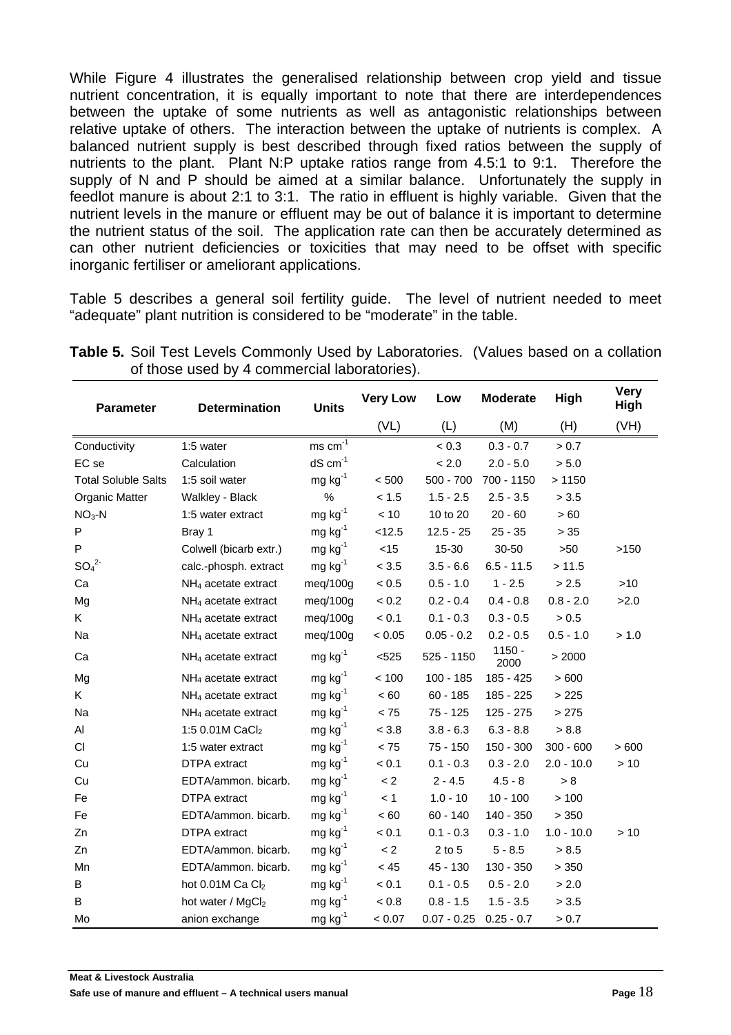While Figure 4 illustrates the generalised relationship between crop yield and tissue nutrient concentration, it is equally important to note that there are interdependences between the uptake of some nutrients as well as antagonistic relationships between relative uptake of others. The interaction between the uptake of nutrients is complex. A balanced nutrient supply is best described through fixed ratios between the supply of nutrients to the plant. Plant N:P uptake ratios range from 4.5:1 to 9:1. Therefore the supply of N and P should be aimed at a similar balance. Unfortunately the supply in feedlot manure is about 2:1 to 3:1. The ratio in effluent is highly variable. Given that the nutrient levels in the manure or effluent may be out of balance it is important to determine the nutrient status of the soil. The application rate can then be accurately determined as can other nutrient deficiencies or toxicities that may need to be offset with specific inorganic fertiliser or ameliorant applications.

Table 5 describes a general soil fertility guide. The level of nutrient needed to meet "adequate" plant nutrition is considered to be "moderate" in the table.

**Table 5.** Soil Test Levels Commonly Used by Laboratories. (Values based on a collation of those used by 4 commercial laboratories).

| Parameter | Determination | Units | Very Low (VL) | Low (L) | Moderate (M) | High (H) | Very High (VH) |
|---|---|---|---|---|---|---|---|
| Conductivity | 1:5 water | ms $cm^{-1}$ | | < 0.3 | 0.3 - 0.7 | > 0.7 | |
| EC se | Calculation | dS $cm^{-1}$ | | < 2.0 | 2.0 - 5.0 | > 5.0 | |
| Total Soluble Salts | 1:5 soil water | mg $kg^{-1}$ | < 500 | 500 - 700 | 700 - 1150 | > 1150 | |
| Organic Matter | Walkley - Black | % | < 1.5 | 1.5 - 2.5 | 2.5 - 3.5 | > 3.5 | |
| $NO_3$-N | 1:5 water extract | mg $kg^{-1}$ | < 10 | 10 to 20 | 20 - 60 | > 60 | |
| P | Bray 1 | mg $kg^{-1}$ | <12.5 | 12.5 - 25 | 25 - 35 | > 35 | |
| P | Colwell (bicarb extr.) | mg $kg^{-1}$ | <15 | 15-30 | 30-50 | >50 | >150 |
| $SO_4^{2-}$ | calc.-phosph. extract | mg $kg^{-1}$ | < 3.5 | 3.5 - 6.6 | 6.5 - 11.5 | > 11.5 | |
| Ca | $NH_4$ acetate extract | meq/100g | < 0.5 | 0.5 - 1.0 | 1 - 2.5 | > 2.5 | >10 |
| Mg | $NH_4$ acetate extract | meq/100g | < 0.2 | 0.2 - 0.4 | 0.4 - 0.8 | 0.8 - 2.0 | >2.0 |
| K | $NH_4$ acetate extract | meq/100g | < 0.1 | 0.1 - 0.3 | 0.3 - 0.5 | > 0.5 | |
| Na | $NH_4$ acetate extract | meq/100g | < 0.05 | 0.05 - 0.2 | 0.2 - 0.5 | 0.5 - 1.0 | > 1.0 |
| Ca | $NH_4$ acetate extract | mg $kg^{-1}$ | <525 | 525 - 1150 | 1150 - 2000 | > 2000 | |
| Mg | $NH_4$ acetate extract | mg $kg^{-1}$ | < 100 | 100 - 185 | 185 - 425 | > 600 | |
| K | $NH_4$ acetate extract | mg $kg^{-1}$ | < 60 | 60 - 185 | 185 - 225 | > 225 | |
| Na | $NH_4$ acetate extract | mg $kg^{-1}$ | < 75 | 75 - 125 | 125 - 275 | > 275 | |
| Al | 1:5 0.01M $CaCl_2$ | mg $kg^{-1}$ | < 3.8 | 3.8 - 6.3 | 6.3 - 8.8 | > 8.8 | |
| Cl | 1:5 water extract | mg $kg^{-1}$ | < 75 | 75 - 150 | 150 - 300 | 300 - 600 | > 600 |
| Cu | DTPA extract | mg $kg^{-1}$ | < 0.1 | 0.1 - 0.3 | 0.3 - 2.0 | 2.0 - 10.0 | > 10 |
| Cu | EDTA/ammon. bicarb. | mg $kg^{-1}$ | < 2 | 2 - 4.5 | 4.5 - 8 | > 8 | |
| Fe | DTPA extract | mg $kg^{-1}$ | < 1 | 1.0 - 10 | 10 - 100 | > 100 | |
| Fe | EDTA/ammon. bicarb. | mg $kg^{-1}$ | < 60 | 60 - 140 | 140 - 350 | > 350 | |
| Zn | DTPA extract | mg $kg^{-1}$ | < 0.1 | 0.1 - 0.3 | 0.3 - 1.0 | 1.0 - 10.0 | > 10 |
| Zn | EDTA/ammon. bicarb. | mg $kg^{-1}$ | < 2 | 2 to 5 | 5 - 8.5 | > 8.5 | |
| Mn | EDTA/ammon. bicarb. | mg $kg^{-1}$ | < 45 | 45 - 130 | 130 - 350 | > 350 | |
| B | hot 0.01M Ca $Cl_2$ | mg $kg^{-1}$ | < 0.1 | 0.1 - 0.5 | 0.5 - 2.0 | > 2.0 | |
| B | hot water / $MgCl_2$ | mg $kg^{-1}$ | < 0.8 | 0.8 - 1.5 | 1.5 - 3.5 | > 3.5 | |
| Mo | anion exchange | mg $kg^{-1}$ | < 0.07 | 0.07 - 0.25 | 0.25 - 0.7 | > 0.7 | |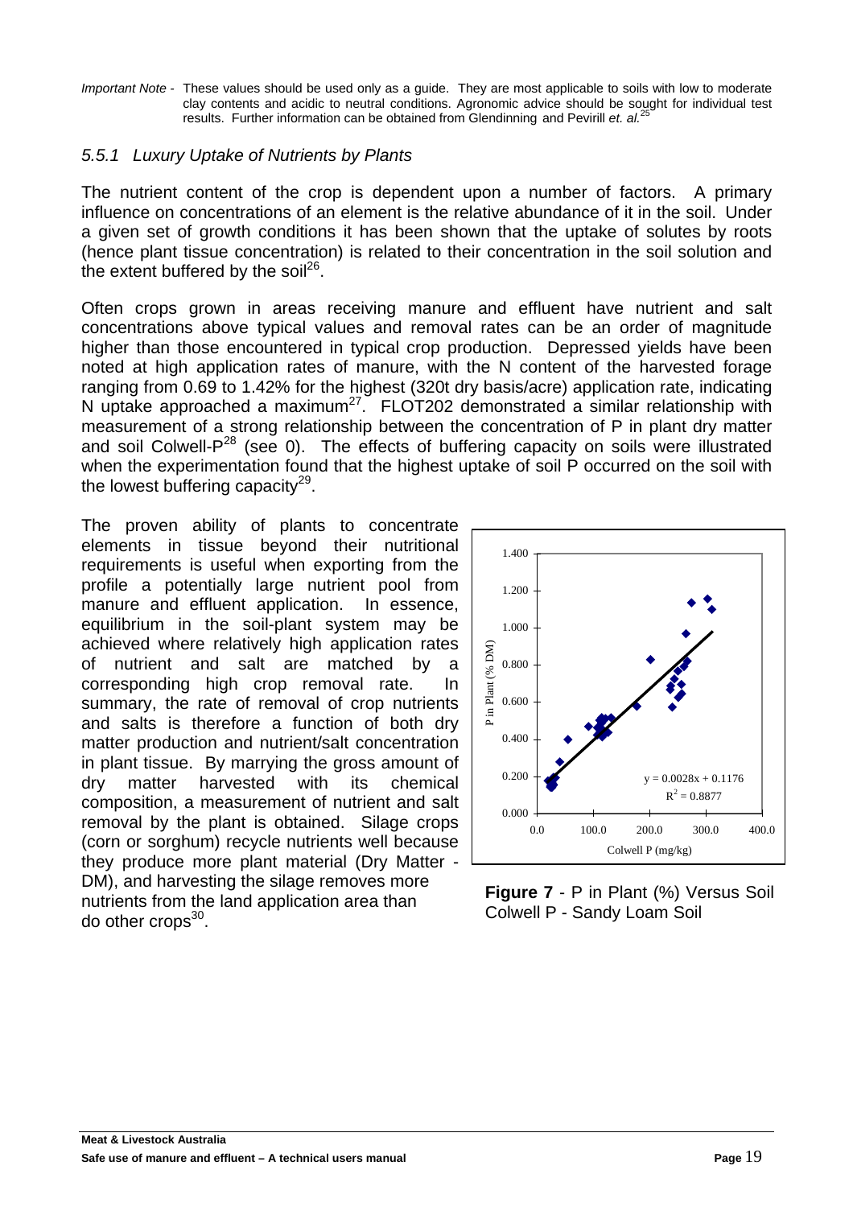*Important Note* - These values should be used only as a guide. They are most applicable to soils with low to moderate clay contents and acidic to neutral conditions. Agronomic advice should be sought for individual test results. Further information can be obtained from Glendinning and Pevirill *et. al.*[25]

### *5.5.1 Luxury Uptake of Nutrients by Plants*

The nutrient content of the crop is dependent upon a number of factors. A primary influence on concentrations of an element is the relative abundance of it in the soil. Under a given set of growth conditions it has been shown that the uptake of solutes by roots (hence plant tissue concentration) is related to their concentration in the soil solution and the extent buffered by the soil[26].

Often crops grown in areas receiving manure and effluent have nutrient and salt concentrations above typical values and removal rates can be an order of magnitude higher than those encountered in typical crop production. Depressed yields have been noted at high application rates of manure, with the N content of the harvested forage ranging from 0.69 to 1.42% for the highest (320t dry basis/acre) application rate, indicating N uptake approached a maximum[27]. FLOT202 demonstrated a similar relationship with measurement of a strong relationship between the concentration of P in plant dry matter and soil Colwell-P[28] (see 0). The effects of buffering capacity on soils were illustrated when the experimentation found that the highest uptake of soil P occurred on the soil with the lowest buffering capacity[29].

The proven ability of plants to concentrate elements in tissue beyond their nutritional requirements is useful when exporting from the profile a potentially large nutrient pool from manure and effluent application. In essence, equilibrium in the soil-plant system may be achieved where relatively high application rates of nutrient and salt are matched by a corresponding high crop removal rate. In summary, the rate of removal of crop nutrients and salts is therefore a function of both dry matter production and nutrient/salt concentration in plant tissue. By marrying the gross amount of dry matter harvested with its chemical composition, a measurement of nutrient and salt removal by the plant is obtained. Silage crops (corn or sorghum) recycle nutrients well because they produce more plant material (Dry Matter - DM), and harvesting the silage removes more nutrients from the land application area than do other crops[30].

P in Plant (% DM)

1.400
1.200
1.000
0.800
0.600
0.400
0.200
0.000

0.0 100.0 200.0 300.0 400.0

Colwell P (mg/kg)

$y = 0.0028x + 0.1176$

$R^2 = 0.8877$

**Figure 7** - P in Plant (%) Versus Soil Colwell P - Sandy Loam Soil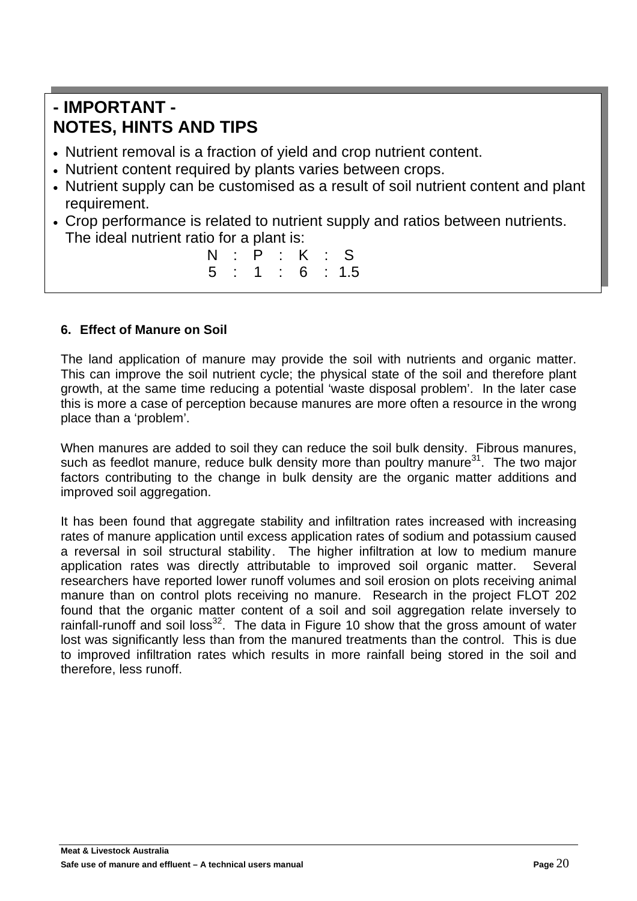**- IMPORTANT -**
**NOTES, HINTS AND TIPS**

- Nutrient removal is a fraction of yield and crop nutrient content.
- Nutrient content required by plants varies between crops.
- Nutrient supply can be customised as a result of soil nutrient content and plant requirement.
- Crop performance is related to nutrient supply and ratios between nutrients. The ideal nutrient ratio for a plant is:

| N | : | P | : | K | : | S |
|---|---|---|---|---|---|---|
| 5 | : | 1 | : | 6 | : | 1.5 |

### 6. Effect of Manure on Soil

The land application of manure may provide the soil with nutrients and organic matter. This can improve the soil nutrient cycle; the physical state of the soil and therefore plant growth, at the same time reducing a potential 'waste disposal problem'. In the later case this is more a case of perception because manures are more often a resource in the wrong place than a 'problem'.

When manures are added to soil they can reduce the soil bulk density. Fibrous manures, such as feedlot manure, reduce bulk density more than poultry manure[31]. The two major factors contributing to the change in bulk density are the organic matter additions and improved soil aggregation.

It has been found that aggregate stability and infiltration rates increased with increasing rates of manure application until excess application rates of sodium and potassium caused a reversal in soil structural stability. The higher infiltration at low to medium manure application rates was directly attributable to improved soil organic matter. Several researchers have reported lower runoff volumes and soil erosion on plots receiving animal manure than on control plots receiving no manure. Research in the project FLOT 202 found that the organic matter content of a soil and soil aggregation relate inversely to rainfall-runoff and soil loss[32]. The data in Figure 10 show that the gross amount of water lost was significantly less than from the manured treatments than the control. This is due to improved infiltration rates which results in more rainfall being stored in the soil and therefore, less runoff.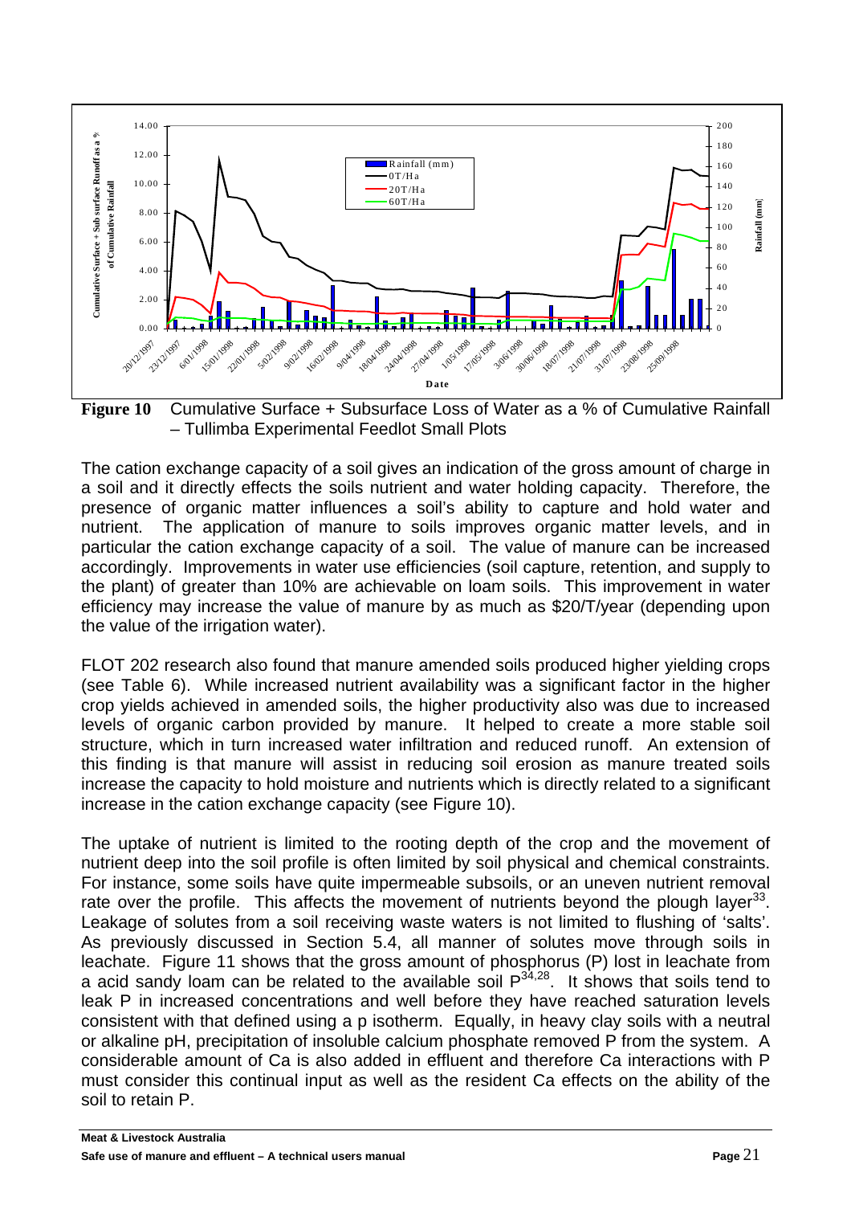Cumulative Surface + Sub surface Runoff as a % of Cumulative Rainfall

Rainfall (mm)

Rainfall (mm)
0T/Ha
20T/Ha
60T/Ha

14.00
12.00
10.00
8.00
6.00
4.00
2.00
0.00

200
180
160
140
120
100
80
60
40
20
0

20/12/1997 23/12/1997 6/01/1998 15/01/1998 22/01/1998 5/02/1998 9/02/1998 16/02/1998 9/04/1998 18/04/1998 24/04/1998 27/04/1998 1/05/1998 17/05/1998 3/06/1998 30/06/1998 18/07/1998 21/07/1998 31/07/1998 23/08/1998 25/09/1998

Date

**Figure 10** Cumulative Surface + Subsurface Loss of Water as a % of Cumulative Rainfall – Tullimba Experimental Feedlot Small Plots

The cation exchange capacity of a soil gives an indication of the gross amount of charge in a soil and it directly effects the soils nutrient and water holding capacity. Therefore, the presence of organic matter influences a soil's ability to capture and hold water and nutrient. The application of manure to soils improves organic matter levels, and in particular the cation exchange capacity of a soil. The value of manure can be increased accordingly. Improvements in water use efficiencies (soil capture, retention, and supply to the plant) of greater than 10% are achievable on loam soils. This improvement in water efficiency may increase the value of manure by as much as $20/T/year (depending upon the value of the irrigation water).

FLOT 202 research also found that manure amended soils produced higher yielding crops (see Table 6). While increased nutrient availability was a significant factor in the higher crop yields achieved in amended soils, the higher productivity also was due to increased levels of organic carbon provided by manure. It helped to create a more stable soil structure, which in turn increased water infiltration and reduced runoff. An extension of this finding is that manure will assist in reducing soil erosion as manure treated soils increase the capacity to hold moisture and nutrients which is directly related to a significant increase in the cation exchange capacity (see Figure 10).

The uptake of nutrient is limited to the rooting depth of the crop and the movement of nutrient deep into the soil profile is often limited by soil physical and chemical constraints. For instance, some soils have quite impermeable subsoils, or an uneven nutrient removal rate over the profile. This affects the movement of nutrients beyond the plough layer[33]. Leakage of solutes from a soil receiving waste waters is not limited to flushing of 'salts'. As previously discussed in Section 5.4, all manner of solutes move through soils in leachate. Figure 11 shows that the gross amount of phosphorus (P) lost in leachate from a acid sandy loam can be related to the available soil P[34,28]. It shows that soils tend to leak P in increased concentrations and well before they have reached saturation levels consistent with that defined using a p isotherm. Equally, in heavy clay soils with a neutral or alkaline pH, precipitation of insoluble calcium phosphate removed P from the system. A considerable amount of Ca is also added in effluent and therefore Ca interactions with P must consider this continual input as well as the resident Ca effects on the ability of the soil to retain P.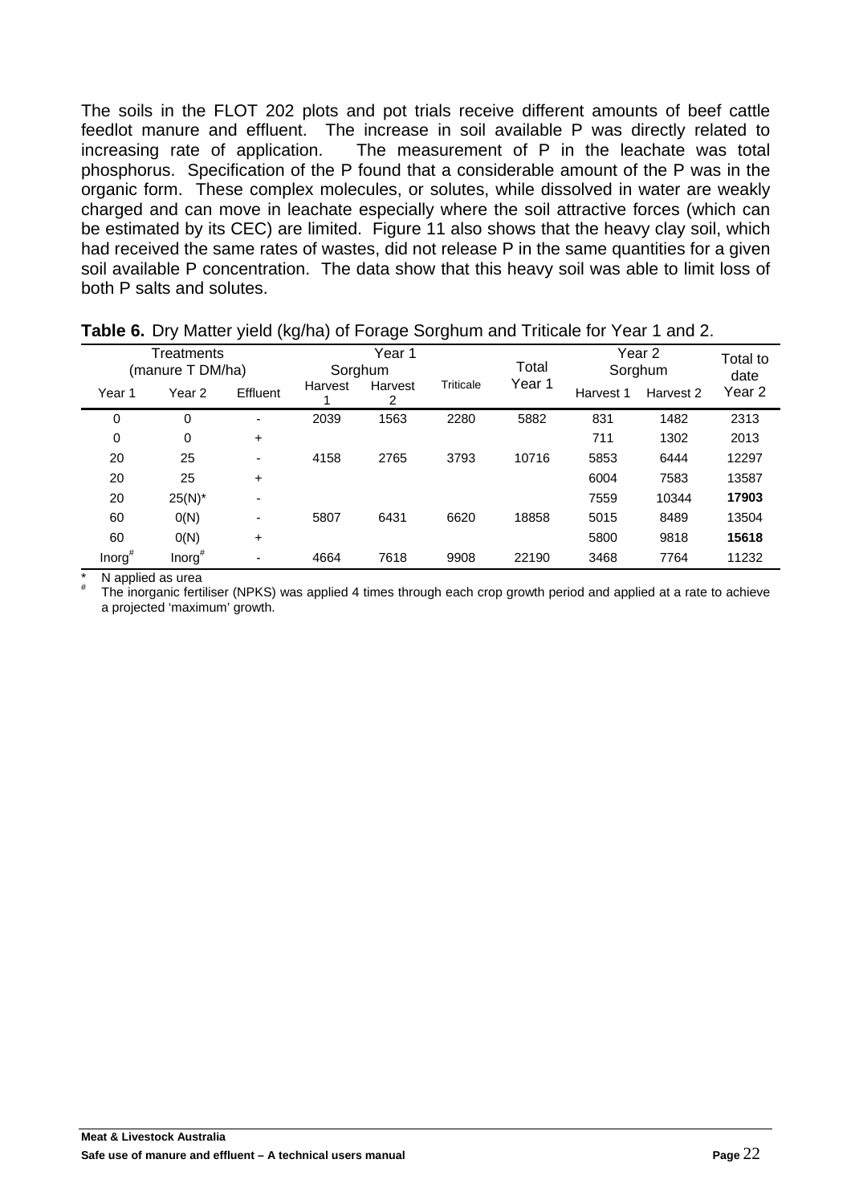The soils in the FLOT 202 plots and pot trials receive different amounts of beef cattle feedlot manure and effluent. The increase in soil available P was directly related to increasing rate of application. The measurement of P in the leachate was total phosphorus. Specification of the P found that a considerable amount of the P was in the organic form. These complex molecules, or solutes, while dissolved in water are weakly charged and can move in leachate especially where the soil attractive forces (which can be estimated by its CEC) are limited. Figure 11 also shows that the heavy clay soil, which had received the same rates of wastes, did not release P in the same quantities for a given soil available P concentration. The data show that this heavy soil was able to limit loss of both P salts and solutes.

**Table 6.** Dry Matter yield (kg/ha) of Forage Sorghum and Triticale for Year 1 and 2.

| Treatments (manure T DM/ha) | | | Year 1 Sorghum | | | Total Year 1 | Year 2 Sorghum | | Total to date Year 2 |
|---|---|---|---|---|---|---|---|---|---|
| Year 1 | Year 2 | Effluent | Harvest 1 | Harvest 2 | Triticale | | Harvest 1 | Harvest 2 | |
| 0 | 0 | - | 2039 | 1563 | 2280 | 5882 | 831 | 1482 | 2313 |
| 0 | 0 | + | | | | | 711 | 1302 | 2013 |
| 20 | 25 | - | 4158 | 2765 | 3793 | 10716 | 5853 | 6444 | 12297 |
| 20 | 25 | + | | | | | 6004 | 7583 | 13587 |
| 20 | 25(N)* | - | | | | | 7559 | 10344 | **17903** |
| 60 | 0(N) | - | 5807 | 6431 | 6620 | 18858 | 5015 | 8489 | 13504 |
| 60 | 0(N) | + | | | | | 5800 | 9818 | **15618** |
| Inorg# | Inorg# | - | 4664 | 7618 | 9908 | 22190 | 3468 | 7764 | 11232 |

\* N applied as urea

\# The inorganic fertiliser (NPKS) was applied 4 times through each crop growth period and applied at a rate to achieve a projected 'maximum' growth.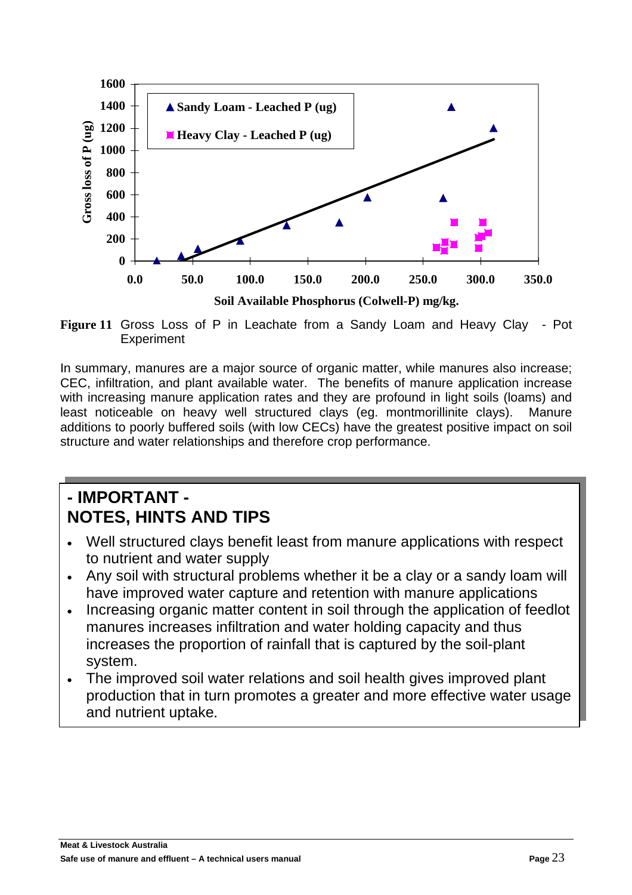1600
1400
1200
1000
800
600
400
200
0

Gross loss of P (ug)

▲ Sandy Loam - Leached P (ug)

■ Heavy Clay - Leached P (ug)

0.0 50.0 100.0 150.0 200.0 250.0 300.0 350.0

Soil Available Phosphorus (Colwell-P) mg/kg.

**Figure 11** Gross Loss of P in Leachate from a Sandy Loam and Heavy Clay - Pot Experiment

In summary, manures are a major source of organic matter, while manures also increase; CEC, infiltration, and plant available water. The benefits of manure application increase with increasing manure application rates and they are profound in light soils (loams) and least noticeable on heavy well structured clays (eg. montmorillinite clays). Manure additions to poorly buffered soils (with low CECs) have the greatest positive impact on soil structure and water relationships and therefore crop performance.

## - IMPORTANT - NOTES, HINTS AND TIPS

- Well structured clays benefit least from manure applications with respect to nutrient and water supply
- Any soil with structural problems whether it be a clay or a sandy loam will have improved water capture and retention with manure applications
- Increasing organic matter content in soil through the application of feedlot manures increases infiltration and water holding capacity and thus increases the proportion of rainfall that is captured by the soil-plant system.
- The improved soil water relations and soil health gives improved plant production that in turn promotes a greater and more effective water usage and nutrient uptake.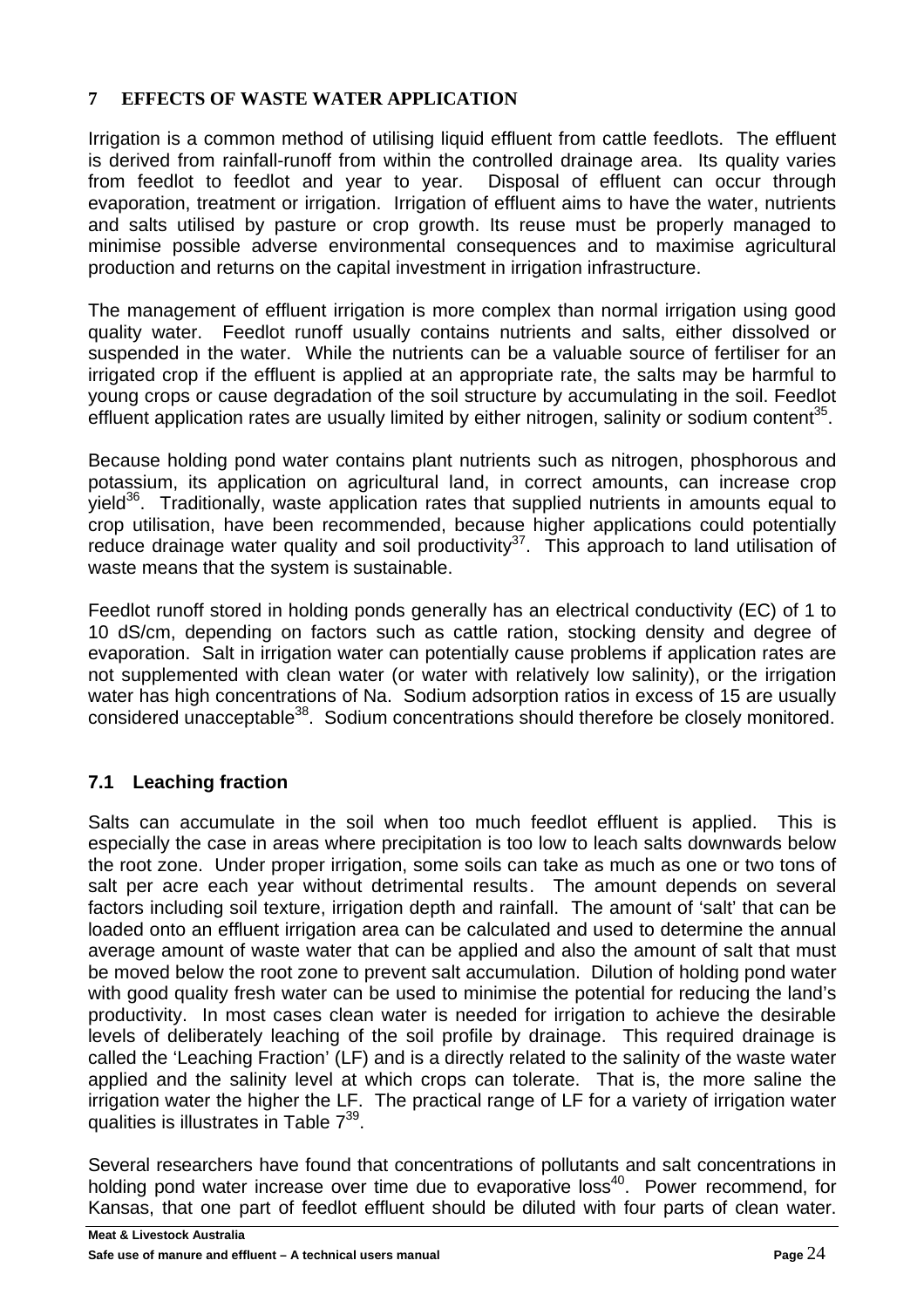## 7 EFFECTS OF WASTE WATER APPLICATION

Irrigation is a common method of utilising liquid effluent from cattle feedlots. The effluent is derived from rainfall-runoff from within the controlled drainage area. Its quality varies from feedlot to feedlot and year to year. Disposal of effluent can occur through evaporation, treatment or irrigation. Irrigation of effluent aims to have the water, nutrients and salts utilised by pasture or crop growth. Its reuse must be properly managed to minimise possible adverse environmental consequences and to maximise agricultural production and returns on the capital investment in irrigation infrastructure.

The management of effluent irrigation is more complex than normal irrigation using good quality water. Feedlot runoff usually contains nutrients and salts, either dissolved or suspended in the water. While the nutrients can be a valuable source of fertiliser for an irrigated crop if the effluent is applied at an appropriate rate, the salts may be harmful to young crops or cause degradation of the soil structure by accumulating in the soil. Feedlot effluent application rates are usually limited by either nitrogen, salinity or sodium content[35].

Because holding pond water contains plant nutrients such as nitrogen, phosphorous and potassium, its application on agricultural land, in correct amounts, can increase crop yield[36]. Traditionally, waste application rates that supplied nutrients in amounts equal to crop utilisation, have been recommended, because higher applications could potentially reduce drainage water quality and soil productivity[37]. This approach to land utilisation of waste means that the system is sustainable.

Feedlot runoff stored in holding ponds generally has an electrical conductivity (EC) of 1 to 10 dS/cm, depending on factors such as cattle ration, stocking density and degree of evaporation. Salt in irrigation water can potentially cause problems if application rates are not supplemented with clean water (or water with relatively low salinity), or the irrigation water has high concentrations of Na. Sodium adsorption ratios in excess of 15 are usually considered unacceptable[38]. Sodium concentrations should therefore be closely monitored.

### 7.1 Leaching fraction

Salts can accumulate in the soil when too much feedlot effluent is applied. This is especially the case in areas where precipitation is too low to leach salts downwards below the root zone. Under proper irrigation, some soils can take as much as one or two tons of salt per acre each year without detrimental results. The amount depends on several factors including soil texture, irrigation depth and rainfall. The amount of 'salt' that can be loaded onto an effluent irrigation area can be calculated and used to determine the annual average amount of waste water that can be applied and also the amount of salt that must be moved below the root zone to prevent salt accumulation. Dilution of holding pond water with good quality fresh water can be used to minimise the potential for reducing the land's productivity. In most cases clean water is needed for irrigation to achieve the desirable levels of deliberately leaching of the soil profile by drainage. This required drainage is called the 'Leaching Fraction' (LF) and is a directly related to the salinity of the waste water applied and the salinity level at which crops can tolerate. That is, the more saline the irrigation water the higher the LF. The practical range of LF for a variety of irrigation water qualities is illustrates in Table 7[39].

Several researchers have found that concentrations of pollutants and salt concentrations in holding pond water increase over time due to evaporative loss[40]. Power recommend, for Kansas, that one part of feedlot effluent should be diluted with four parts of clean water.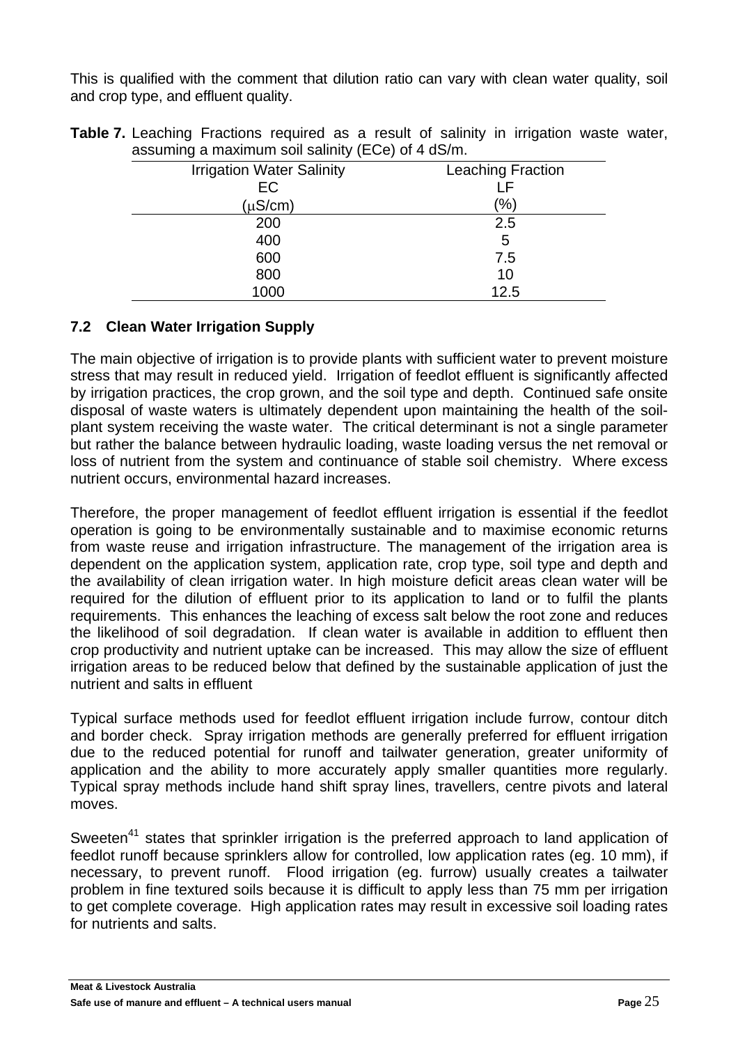This is qualified with the comment that dilution ratio can vary with clean water quality, soil and crop type, and effluent quality.

**Table 7.** Leaching Fractions required as a result of salinity in irrigation waste water, assuming a maximum soil salinity (ECe) of 4 dS/m.

| Irrigation Water Salinity EC (μS/cm) | Leaching Fraction LF (%) |
|---|---|
| 200 | 2.5 |
| 400 | 5 |
| 600 | 7.5 |
| 800 | 10 |
| 1000 | 12.5 |

### 7.2 Clean Water Irrigation Supply

The main objective of irrigation is to provide plants with sufficient water to prevent moisture stress that may result in reduced yield. Irrigation of feedlot effluent is significantly affected by irrigation practices, the crop grown, and the soil type and depth. Continued safe onsite disposal of waste waters is ultimately dependent upon maintaining the health of the soil-plant system receiving the waste water. The critical determinant is not a single parameter but rather the balance between hydraulic loading, waste loading versus the net removal or loss of nutrient from the system and continuance of stable soil chemistry. Where excess nutrient occurs, environmental hazard increases.

Therefore, the proper management of feedlot effluent irrigation is essential if the feedlot operation is going to be environmentally sustainable and to maximise economic returns from waste reuse and irrigation infrastructure. The management of the irrigation area is dependent on the application system, application rate, crop type, soil type and depth and the availability of clean irrigation water. In high moisture deficit areas clean water will be required for the dilution of effluent prior to its application to land or to fulfil the plants requirements. This enhances the leaching of excess salt below the root zone and reduces the likelihood of soil degradation. If clean water is available in addition to effluent then crop productivity and nutrient uptake can be increased. This may allow the size of effluent irrigation areas to be reduced below that defined by the sustainable application of just the nutrient and salts in effluent

Typical surface methods used for feedlot effluent irrigation include furrow, contour ditch and border check. Spray irrigation methods are generally preferred for effluent irrigation due to the reduced potential for runoff and tailwater generation, greater uniformity of application and the ability to more accurately apply smaller quantities more regularly. Typical spray methods include hand shift spray lines, travellers, centre pivots and lateral moves.

Sweeten[41] states that sprinkler irrigation is the preferred approach to land application of feedlot runoff because sprinklers allow for controlled, low application rates (eg. 10 mm), if necessary, to prevent runoff. Flood irrigation (eg. furrow) usually creates a tailwater problem in fine textured soils because it is difficult to apply less than 75 mm per irrigation to get complete coverage. High application rates may result in excessive soil loading rates for nutrients and salts.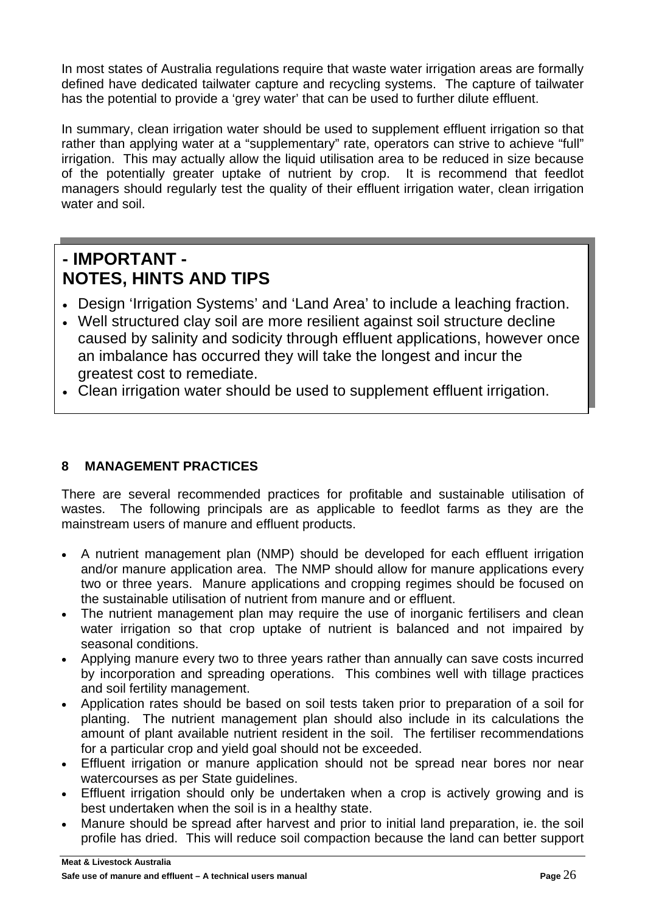In most states of Australia regulations require that waste water irrigation areas are formally defined have dedicated tailwater capture and recycling systems. The capture of tailwater has the potential to provide a 'grey water' that can be used to further dilute effluent.

In summary, clean irrigation water should be used to supplement effluent irrigation so that rather than applying water at a "supplementary" rate, operators can strive to achieve "full" irrigation. This may actually allow the liquid utilisation area to be reduced in size because of the potentially greater uptake of nutrient by crop. It is recommend that feedlot managers should regularly test the quality of their effluent irrigation water, clean irrigation water and soil.

**- IMPORTANT -**
**NOTES, HINTS AND TIPS**

- Design 'Irrigation Systems' and 'Land Area' to include a leaching fraction.
- Well structured clay soil are more resilient against soil structure decline caused by salinity and sodicity through effluent applications, however once an imbalance has occurred they will take the longest and incur the greatest cost to remediate.
- Clean irrigation water should be used to supplement effluent irrigation.

## 8 MANAGEMENT PRACTICES

There are several recommended practices for profitable and sustainable utilisation of wastes. The following principals are as applicable to feedlot farms as they are the mainstream users of manure and effluent products.

- A nutrient management plan (NMP) should be developed for each effluent irrigation and/or manure application area. The NMP should allow for manure applications every two or three years. Manure applications and cropping regimes should be focused on the sustainable utilisation of nutrient from manure and or effluent.
- The nutrient management plan may require the use of inorganic fertilisers and clean water irrigation so that crop uptake of nutrient is balanced and not impaired by seasonal conditions.
- Applying manure every two to three years rather than annually can save costs incurred by incorporation and spreading operations. This combines well with tillage practices and soil fertility management.
- Application rates should be based on soil tests taken prior to preparation of a soil for planting. The nutrient management plan should also include in its calculations the amount of plant available nutrient resident in the soil. The fertiliser recommendations for a particular crop and yield goal should not be exceeded.
- Effluent irrigation or manure application should not be spread near bores nor near watercourses as per State guidelines.
- Effluent irrigation should only be undertaken when a crop is actively growing and is best undertaken when the soil is in a healthy state.
- Manure should be spread after harvest and prior to initial land preparation, ie. the soil profile has dried. This will reduce soil compaction because the land can better support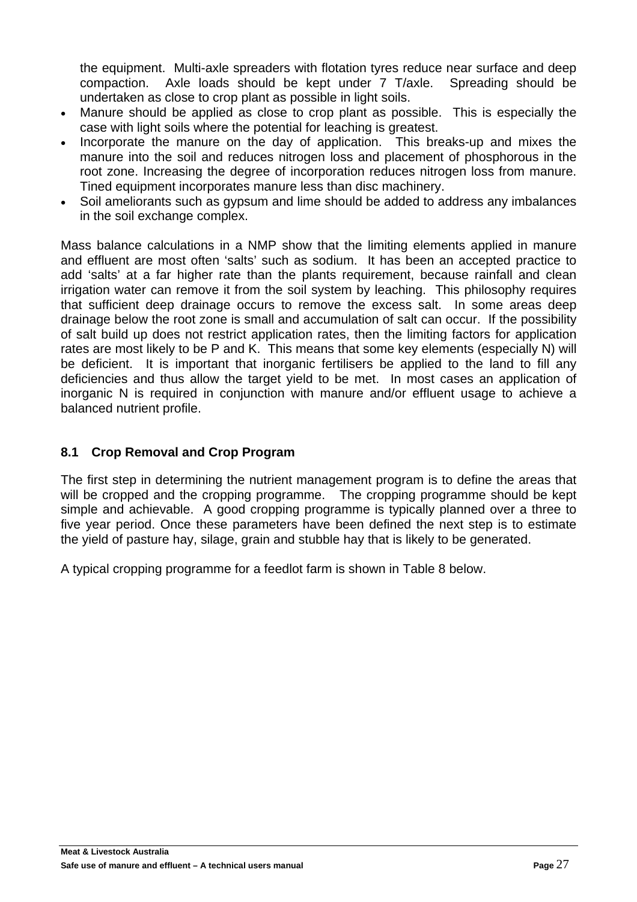the equipment. Multi-axle spreaders with flotation tyres reduce near surface and deep compaction. Axle loads should be kept under 7 T/axle. Spreading should be undertaken as close to crop plant as possible in light soils.

- Manure should be applied as close to crop plant as possible. This is especially the case with light soils where the potential for leaching is greatest.
- Incorporate the manure on the day of application. This breaks-up and mixes the manure into the soil and reduces nitrogen loss and placement of phosphorous in the root zone. Increasing the degree of incorporation reduces nitrogen loss from manure. Tined equipment incorporates manure less than disc machinery.
- Soil ameliorants such as gypsum and lime should be added to address any imbalances in the soil exchange complex.

Mass balance calculations in a NMP show that the limiting elements applied in manure and effluent are most often 'salts' such as sodium. It has been an accepted practice to add 'salts' at a far higher rate than the plants requirement, because rainfall and clean irrigation water can remove it from the soil system by leaching. This philosophy requires that sufficient deep drainage occurs to remove the excess salt. In some areas deep drainage below the root zone is small and accumulation of salt can occur. If the possibility of salt build up does not restrict application rates, then the limiting factors for application rates are most likely to be P and K. This means that some key elements (especially N) will be deficient. It is important that inorganic fertilisers be applied to the land to fill any deficiencies and thus allow the target yield to be met. In most cases an application of inorganic N is required in conjunction with manure and/or effluent usage to achieve a balanced nutrient profile.

### 8.1 Crop Removal and Crop Program

The first step in determining the nutrient management program is to define the areas that will be cropped and the cropping programme. The cropping programme should be kept simple and achievable. A good cropping programme is typically planned over a three to five year period. Once these parameters have been defined the next step is to estimate the yield of pasture hay, silage, grain and stubble hay that is likely to be generated.

A typical cropping programme for a feedlot farm is shown in Table 8 below.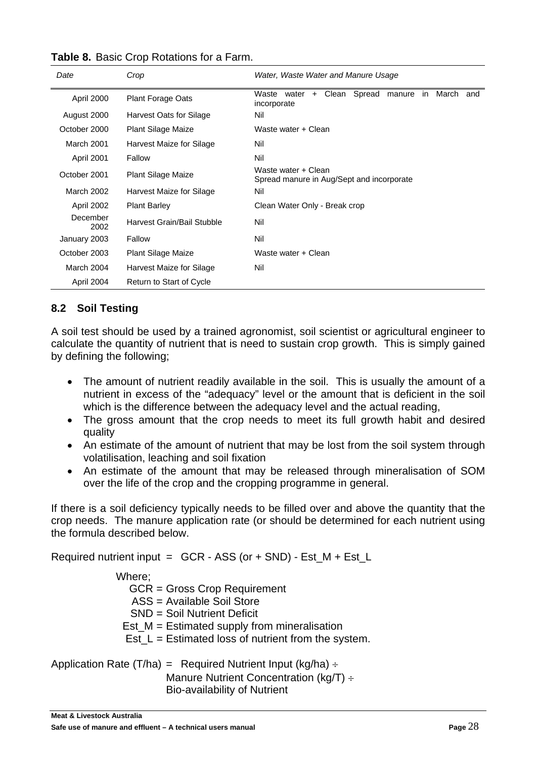**Table 8.** Basic Crop Rotations for a Farm.

| *Date* | *Crop* | *Water, Waste Water and Manure Usage* |
|---|---|---|
| April 2000 | Plant Forage Oats | Waste water + Clean Spread manure in March and incorporate |
| August 2000 | Harvest Oats for Silage | Nil |
| October 2000 | Plant Silage Maize | Waste water + Clean |
| March 2001 | Harvest Maize for Silage | Nil |
| April 2001 | Fallow | Nil |
| October 2001 | Plant Silage Maize | Waste water + Clean Spread manure in Aug/Sept and incorporate |
| March 2002 | Harvest Maize for Silage | Nil |
| April 2002 | Plant Barley | Clean Water Only - Break crop |
| December 2002 | Harvest Grain/Bail Stubble | Nil |
| January 2003 | Fallow | Nil |
| October 2003 | Plant Silage Maize | Waste water + Clean |
| March 2004 | Harvest Maize for Silage | Nil |
| April 2004 | Return to Start of Cycle | |

## 8.2 Soil Testing

A soil test should be used by a trained agronomist, soil scientist or agricultural engineer to calculate the quantity of nutrient that is need to sustain crop growth. This is simply gained by defining the following;

- The amount of nutrient readily available in the soil. This is usually the amount of a nutrient in excess of the "adequacy" level or the amount that is deficient in the soil which is the difference between the adequacy level and the actual reading,
- The gross amount that the crop needs to meet its full growth habit and desired quality
- An estimate of the amount of nutrient that may be lost from the soil system through volatilisation, leaching and soil fixation
- An estimate of the amount that may be released through mineralisation of SOM over the life of the crop and the cropping programme in general.

If there is a soil deficiency typically needs to be filled over and above the quantity that the crop needs. The manure application rate (or should be determined for each nutrient using the formula described below.

Required nutrient input = GCR - ASS (or + SND) - Est_M + Est_L

Where;
GCR = Gross Crop Requirement
ASS = Available Soil Store
SND = Soil Nutrient Deficit
Est_M = Estimated supply from mineralisation
Est_L = Estimated loss of nutrient from the system.

Application Rate (T/ha) = Required Nutrient Input (kg/ha) ÷ Manure Nutrient Concentration (kg/T) ÷ Bio-availability of Nutrient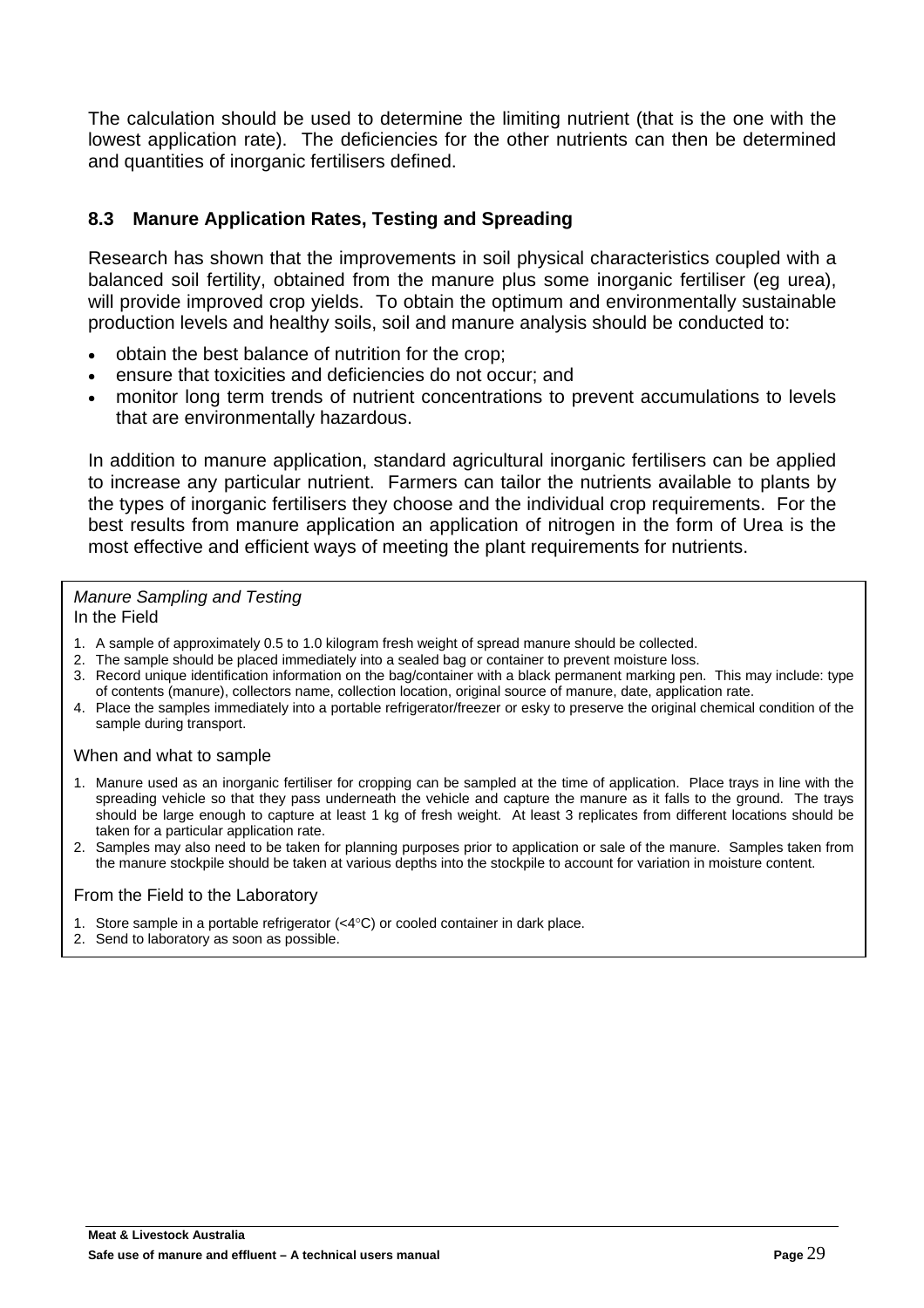The calculation should be used to determine the limiting nutrient (that is the one with the lowest application rate). The deficiencies for the other nutrients can then be determined and quantities of inorganic fertilisers defined.

### 8.3 Manure Application Rates, Testing and Spreading

Research has shown that the improvements in soil physical characteristics coupled with a balanced soil fertility, obtained from the manure plus some inorganic fertiliser (eg urea), will provide improved crop yields. To obtain the optimum and environmentally sustainable production levels and healthy soils, soil and manure analysis should be conducted to:

- obtain the best balance of nutrition for the crop;
- ensure that toxicities and deficiencies do not occur; and
- monitor long term trends of nutrient concentrations to prevent accumulations to levels that are environmentally hazardous.

In addition to manure application, standard agricultural inorganic fertilisers can be applied to increase any particular nutrient. Farmers can tailor the nutrients available to plants by the types of inorganic fertilisers they choose and the individual crop requirements. For the best results from manure application an application of nitrogen in the form of Urea is the most effective and efficient ways of meeting the plant requirements for nutrients.

*Manure Sampling and Testing*

In the Field

1. A sample of approximately 0.5 to 1.0 kilogram fresh weight of spread manure should be collected.
2. The sample should be placed immediately into a sealed bag or container to prevent moisture loss.
3. Record unique identification information on the bag/container with a black permanent marking pen. This may include: type of contents (manure), collectors name, collection location, original source of manure, date, application rate.
4. Place the samples immediately into a portable refrigerator/freezer or esky to preserve the original chemical condition of the sample during transport.

When and what to sample

1. Manure used as an inorganic fertiliser for cropping can be sampled at the time of application. Place trays in line with the spreading vehicle so that they pass underneath the vehicle and capture the manure as it falls to the ground. The trays should be large enough to capture at least 1 kg of fresh weight. At least 3 replicates from different locations should be taken for a particular application rate.
2. Samples may also need to be taken for planning purposes prior to application or sale of the manure. Samples taken from the manure stockpile should be taken at various depths into the stockpile to account for variation in moisture content.

From the Field to the Laboratory

1. Store sample in a portable refrigerator (<4°C) or cooled container in dark place.
2. Send to laboratory as soon as possible.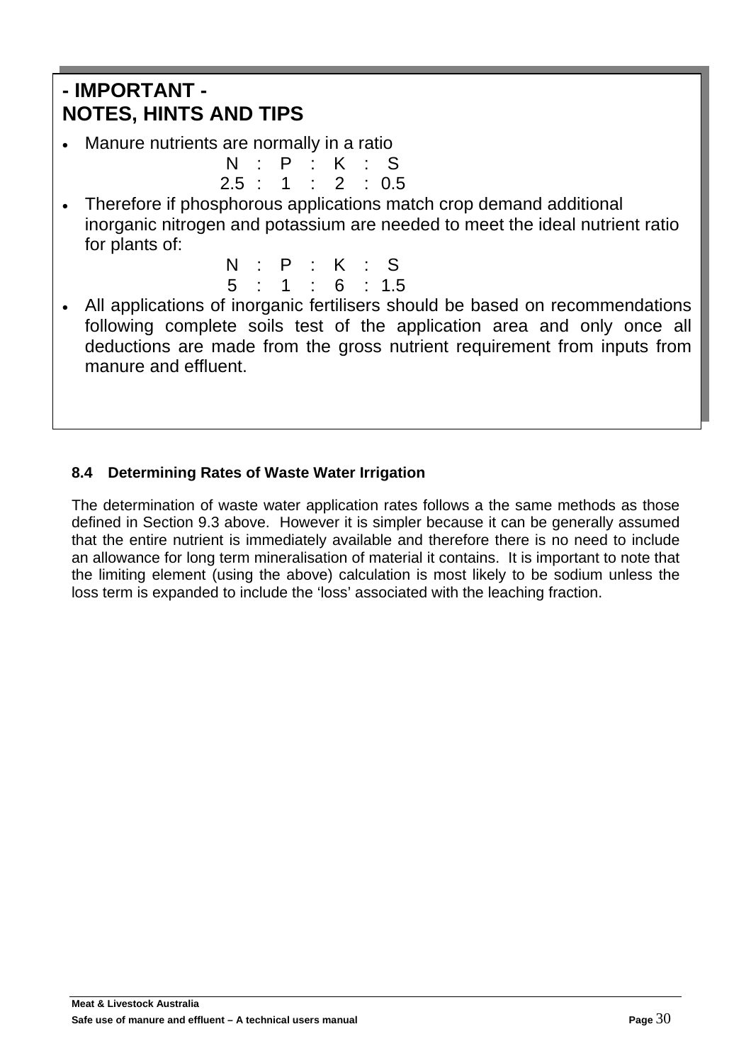**- IMPORTANT -**
**NOTES, HINTS AND TIPS**

- Manure nutrients are normally in a ratio

| N | : | P | : | K | : | S |
|---|---|---|---|---|---|---|
| 2.5 | : | 1 | : | 2 | : | 0.5 |

- Therefore if phosphorous applications match crop demand additional inorganic nitrogen and potassium are needed to meet the ideal nutrient ratio for plants of:

| N | : | P | : | K | : | S |
|---|---|---|---|---|---|---|
| 5 | : | 1 | : | 6 | : | 1.5 |

- All applications of inorganic fertilisers should be based on recommendations following complete soils test of the application area and only once all deductions are made from the gross nutrient requirement from inputs from manure and effluent.

### 8.4 Determining Rates of Waste Water Irrigation

The determination of waste water application rates follows a the same methods as those defined in Section 9.3 above. However it is simpler because it can be generally assumed that the entire nutrient is immediately available and therefore there is no need to include an allowance for long term mineralisation of material it contains. It is important to note that the limiting element (using the above) calculation is most likely to be sodium unless the loss term is expanded to include the 'loss' associated with the leaching fraction.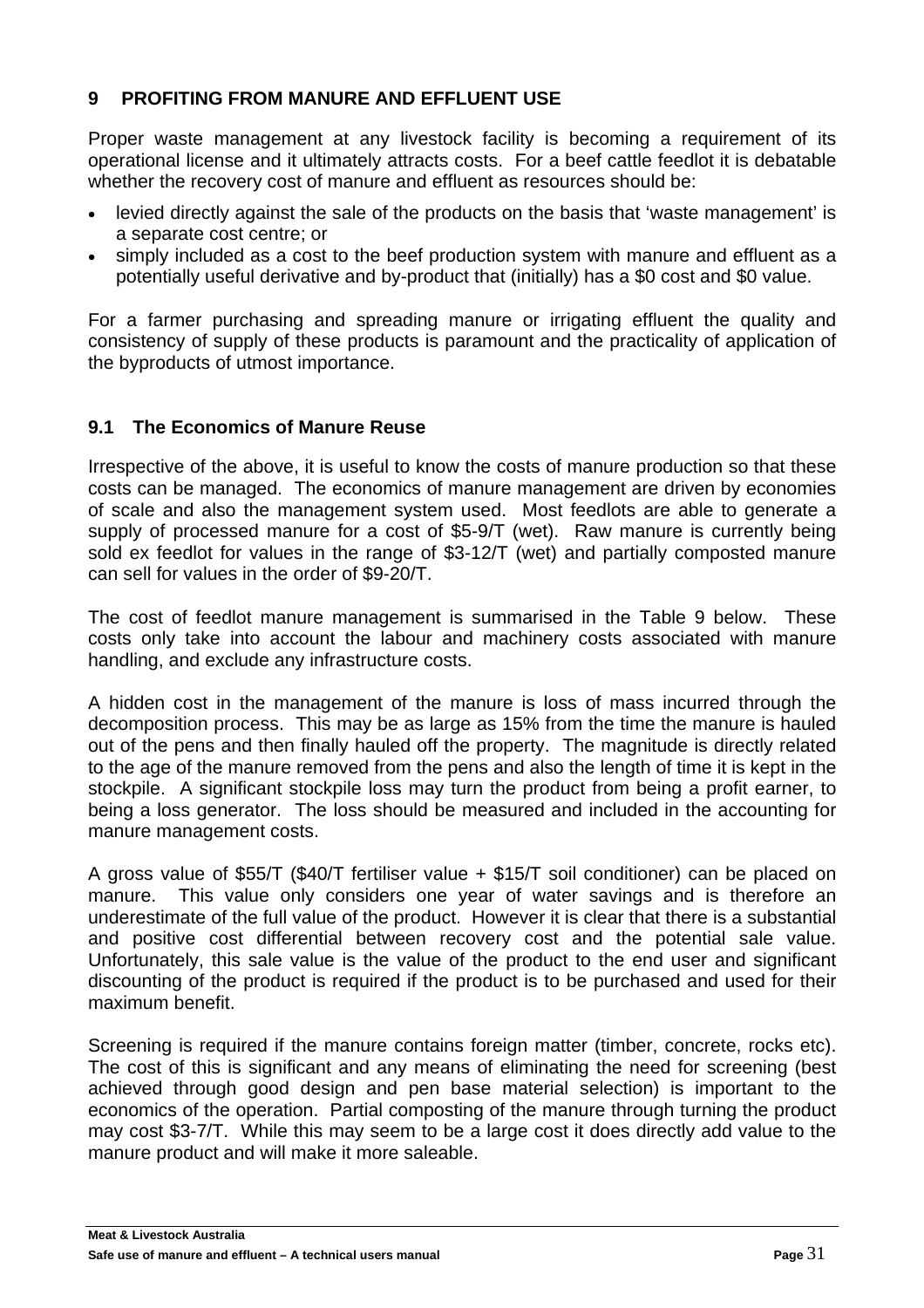# 9 PROFITING FROM MANURE AND EFFLUENT USE

Proper waste management at any livestock facility is becoming a requirement of its operational license and it ultimately attracts costs. For a beef cattle feedlot it is debatable whether the recovery cost of manure and effluent as resources should be:

- levied directly against the sale of the products on the basis that 'waste management' is a separate cost centre; or
- simply included as a cost to the beef production system with manure and effluent as a potentially useful derivative and by-product that (initially) has a $0 cost and $0 value.

For a farmer purchasing and spreading manure or irrigating effluent the quality and consistency of supply of these products is paramount and the practicality of application of the byproducts of utmost importance.

## 9.1 The Economics of Manure Reuse

Irrespective of the above, it is useful to know the costs of manure production so that these costs can be managed. The economics of manure management are driven by economies of scale and also the management system used. Most feedlots are able to generate a supply of processed manure for a cost of $5-9/T (wet). Raw manure is currently being sold ex feedlot for values in the range of $3-12/T (wet) and partially composted manure can sell for values in the order of $9-20/T.

The cost of feedlot manure management is summarised in the Table 9 below. These costs only take into account the labour and machinery costs associated with manure handling, and exclude any infrastructure costs.

A hidden cost in the management of the manure is loss of mass incurred through the decomposition process. This may be as large as 15% from the time the manure is hauled out of the pens and then finally hauled off the property. The magnitude is directly related to the age of the manure removed from the pens and also the length of time it is kept in the stockpile. A significant stockpile loss may turn the product from being a profit earner, to being a loss generator. The loss should be measured and included in the accounting for manure management costs.

A gross value of $55/T ($40/T fertiliser value + $15/T soil conditioner) can be placed on manure. This value only considers one year of water savings and is therefore an underestimate of the full value of the product. However it is clear that there is a substantial and positive cost differential between recovery cost and the potential sale value. Unfortunately, this sale value is the value of the product to the end user and significant discounting of the product is required if the product is to be purchased and used for their maximum benefit.

Screening is required if the manure contains foreign matter (timber, concrete, rocks etc). The cost of this is significant and any means of eliminating the need for screening (best achieved through good design and pen base material selection) is important to the economics of the operation. Partial composting of the manure through turning the product may cost $3-7/T. While this may seem to be a large cost it does directly add value to the manure product and will make it more saleable.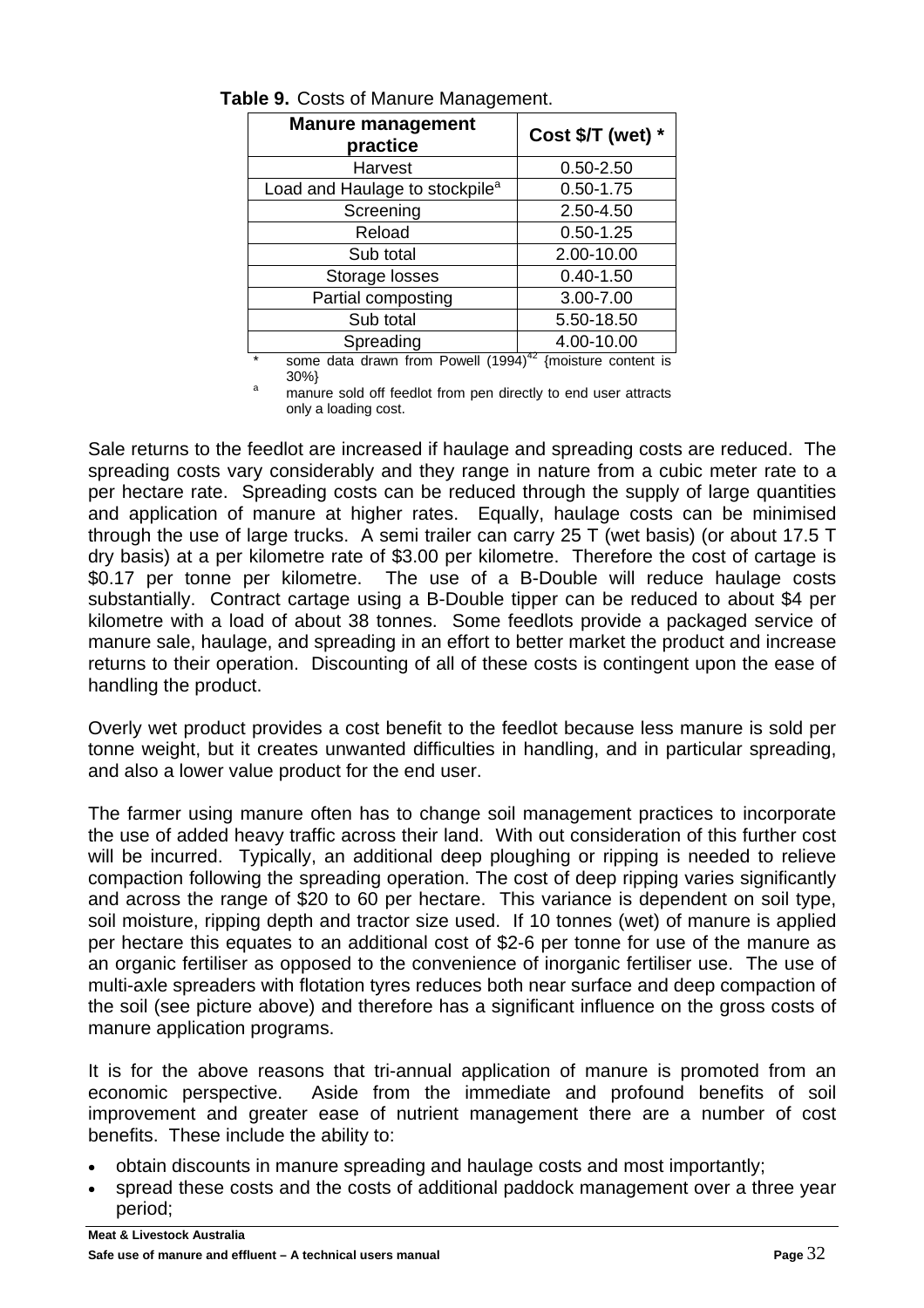**Table 9.** Costs of Manure Management.

| Manure management practice | Cost $/T (wet) * |
|---|---|
| Harvest | 0.50-2.50 |
| Load and Haulage to stockpile[a] | 0.50-1.75 |
| Screening | 2.50-4.50 |
| Reload | 0.50-1.25 |
| Sub total | 2.00-10.00 |
| Storage losses | 0.40-1.50 |
| Partial composting | 3.00-7.00 |
| Sub total | 5.50-18.50 |
| Spreading | 4.00-10.00 |

\* some data drawn from Powell (1994)[42] {moisture content is 30%}

[a] manure sold off feedlot from pen directly to end user attracts only a loading cost.

Sale returns to the feedlot are increased if haulage and spreading costs are reduced. The spreading costs vary considerably and they range in nature from a cubic meter rate to a per hectare rate. Spreading costs can be reduced through the supply of large quantities and application of manure at higher rates. Equally, haulage costs can be minimised through the use of large trucks. A semi trailer can carry 25 T (wet basis) (or about 17.5 T dry basis) at a per kilometre rate of $3.00 per kilometre. Therefore the cost of cartage is $0.17 per tonne per kilometre. The use of a B-Double will reduce haulage costs substantially. Contract cartage using a B-Double tipper can be reduced to about $4 per kilometre with a load of about 38 tonnes. Some feedlots provide a packaged service of manure sale, haulage, and spreading in an effort to better market the product and increase returns to their operation. Discounting of all of these costs is contingent upon the ease of handling the product.

Overly wet product provides a cost benefit to the feedlot because less manure is sold per tonne weight, but it creates unwanted difficulties in handling, and in particular spreading, and also a lower value product for the end user.

The farmer using manure often has to change soil management practices to incorporate the use of added heavy traffic across their land. With out consideration of this further cost will be incurred. Typically, an additional deep ploughing or ripping is needed to relieve compaction following the spreading operation. The cost of deep ripping varies significantly and across the range of $20 to 60 per hectare. This variance is dependent on soil type, soil moisture, ripping depth and tractor size used. If 10 tonnes (wet) of manure is applied per hectare this equates to an additional cost of $2-6 per tonne for use of the manure as an organic fertiliser as opposed to the convenience of inorganic fertiliser use. The use of multi-axle spreaders with flotation tyres reduces both near surface and deep compaction of the soil (see picture above) and therefore has a significant influence on the gross costs of manure application programs.

It is for the above reasons that tri-annual application of manure is promoted from an economic perspective. Aside from the immediate and profound benefits of soil improvement and greater ease of nutrient management there are a number of cost benefits. These include the ability to:

- obtain discounts in manure spreading and haulage costs and most importantly;
- spread these costs and the costs of additional paddock management over a three year period;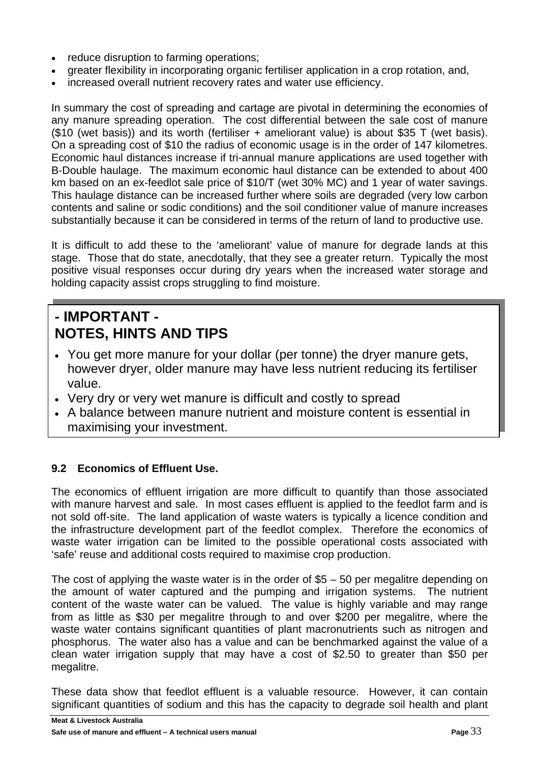- reduce disruption to farming operations;
- greater flexibility in incorporating organic fertiliser application in a crop rotation, and,
- increased overall nutrient recovery rates and water use efficiency.

In summary the cost of spreading and cartage are pivotal in determining the economies of any manure spreading operation. The cost differential between the sale cost of manure ($10 (wet basis)) and its worth (fertiliser + ameliorant value) is about $35 T (wet basis). On a spreading cost of $10 the radius of economic usage is in the order of 147 kilometres. Economic haul distances increase if tri-annual manure applications are used together with B-Double haulage. The maximum economic haul distance can be extended to about 400 km based on an ex-feedlot sale price of $10/T (wet 30% MC) and 1 year of water savings. This haulage distance can be increased further where soils are degraded (very low carbon contents and saline or sodic conditions) and the soil conditioner value of manure increases substantially because it can be considered in terms of the return of land to productive use.

It is difficult to add these to the 'ameliorant' value of manure for degrade lands at this stage. Those that do state, anecdotally, that they see a greater return. Typically the most positive visual responses occur during dry years when the increased water storage and holding capacity assist crops struggling to find moisture.

**- IMPORTANT -**
**NOTES, HINTS AND TIPS**

- You get more manure for your dollar (per tonne) the dryer manure gets, however dryer, older manure may have less nutrient reducing its fertiliser value.
- Very dry or very wet manure is difficult and costly to spread
- A balance between manure nutrient and moisture content is essential in maximising your investment.

### 9.2 Economics of Effluent Use.

The economics of effluent irrigation are more difficult to quantify than those associated with manure harvest and sale. In most cases effluent is applied to the feedlot farm and is not sold off-site. The land application of waste waters is typically a licence condition and the infrastructure development part of the feedlot complex. Therefore the economics of waste water irrigation can be limited to the possible operational costs associated with 'safe' reuse and additional costs required to maximise crop production.

The cost of applying the waste water is in the order of $5 – 50 per megalitre depending on the amount of water captured and the pumping and irrigation systems. The nutrient content of the waste water can be valued. The value is highly variable and may range from as little as $30 per megalitre through to and over $200 per megalitre, where the waste water contains significant quantities of plant macronutrients such as nitrogen and phosphorus. The water also has a value and can be benchmarked against the value of a clean water irrigation supply that may have a cost of $2.50 to greater than $50 per megalitre.

These data show that feedlot effluent is a valuable resource. However, it can contain significant quantities of sodium and this has the capacity to degrade soil health and plant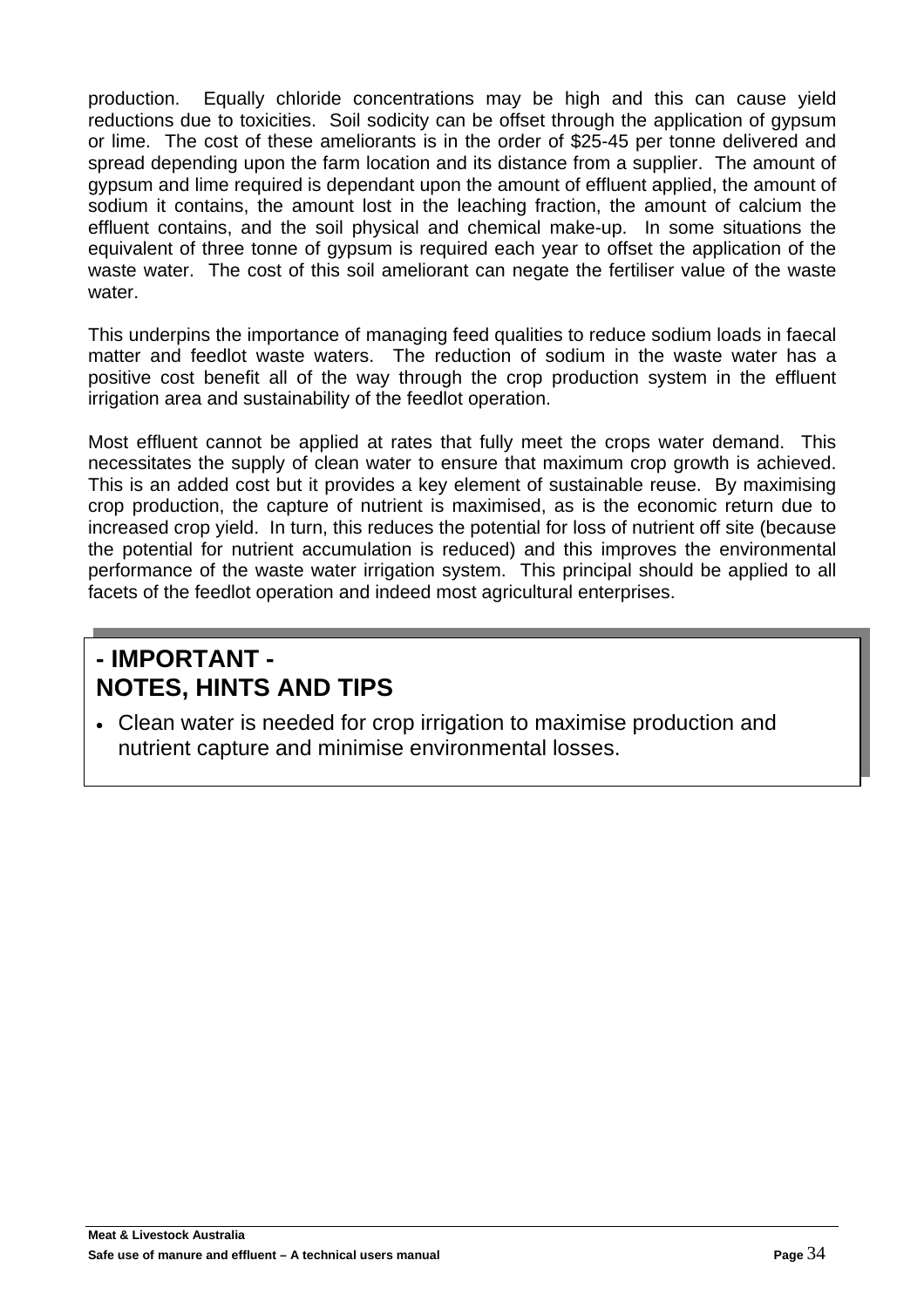production. Equally chloride concentrations may be high and this can cause yield reductions due to toxicities. Soil sodicity can be offset through the application of gypsum or lime. The cost of these ameliorants is in the order of $25-45 per tonne delivered and spread depending upon the farm location and its distance from a supplier. The amount of gypsum and lime required is dependant upon the amount of effluent applied, the amount of sodium it contains, the amount lost in the leaching fraction, the amount of calcium the effluent contains, and the soil physical and chemical make-up. In some situations the equivalent of three tonne of gypsum is required each year to offset the application of the waste water. The cost of this soil ameliorant can negate the fertiliser value of the waste water.

This underpins the importance of managing feed qualities to reduce sodium loads in faecal matter and feedlot waste waters. The reduction of sodium in the waste water has a positive cost benefit all of the way through the crop production system in the effluent irrigation area and sustainability of the feedlot operation.

Most effluent cannot be applied at rates that fully meet the crops water demand. This necessitates the supply of clean water to ensure that maximum crop growth is achieved. This is an added cost but it provides a key element of sustainable reuse. By maximising crop production, the capture of nutrient is maximised, as is the economic return due to increased crop yield. In turn, this reduces the potential for loss of nutrient off site (because the potential for nutrient accumulation is reduced) and this improves the environmental performance of the waste water irrigation system. This principal should be applied to all facets of the feedlot operation and indeed most agricultural enterprises.

## - IMPORTANT - NOTES, HINTS AND TIPS

- Clean water is needed for crop irrigation to maximise production and nutrient capture and minimise environmental losses.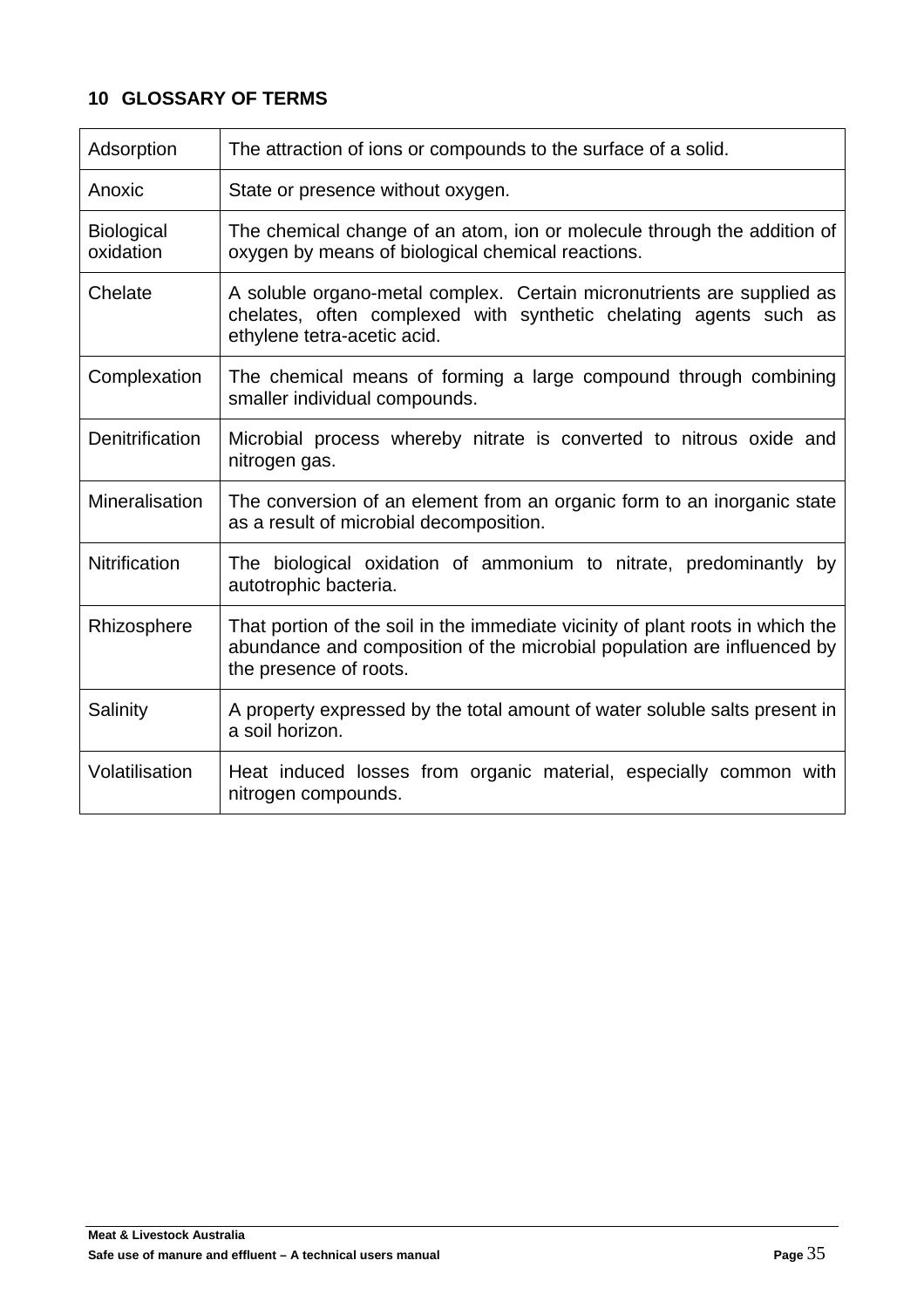## 10 GLOSSARY OF TERMS

| | |
|---|---|
| Adsorption | The attraction of ions or compounds to the surface of a solid. |
| Anoxic | State or presence without oxygen. |
| Biological oxidation | The chemical change of an atom, ion or molecule through the addition of oxygen by means of biological chemical reactions. |
| Chelate | A soluble organo-metal complex. Certain micronutrients are supplied as chelates, often complexed with synthetic chelating agents such as ethylene tetra-acetic acid. |
| Complexation | The chemical means of forming a large compound through combining smaller individual compounds. |
| Denitrification | Microbial process whereby nitrate is converted to nitrous oxide and nitrogen gas. |
| Mineralisation | The conversion of an element from an organic form to an inorganic state as a result of microbial decomposition. |
| Nitrification | The biological oxidation of ammonium to nitrate, predominantly by autotrophic bacteria. |
| Rhizosphere | That portion of the soil in the immediate vicinity of plant roots in which the abundance and composition of the microbial population are influenced by the presence of roots. |
| Salinity | A property expressed by the total amount of water soluble salts present in a soil horizon. |
| Volatilisation | Heat induced losses from organic material, especially common with nitrogen compounds. |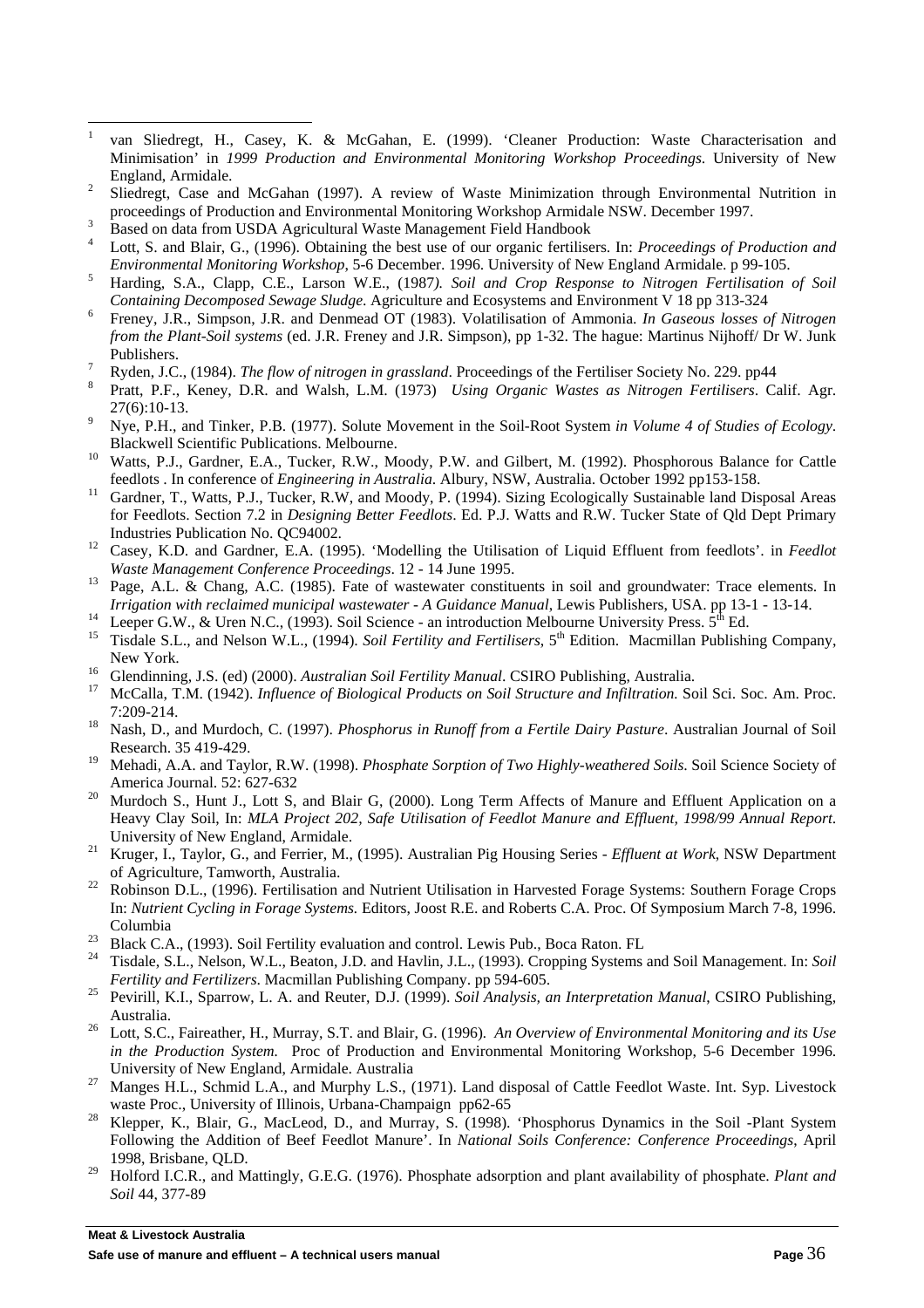[1] van Sliedregt, H., Casey, K. & McGahan, E. (1999). 'Cleaner Production: Waste Characterisation and Minimisation' in *1999 Production and Environmental Monitoring Workshop Proceedings*. University of New England, Armidale.

[2] Sliedregt, Case and McGahan (1997). A review of Waste Minimization through Environmental Nutrition in proceedings of Production and Environmental Monitoring Workshop Armidale NSW. December 1997.

[3] Based on data from USDA Agricultural Waste Management Field Handbook

[4] Lott, S. and Blair, G., (1996). Obtaining the best use of our organic fertilisers. In: *Proceedings of Production and Environmental Monitoring Workshop*, 5-6 December. 1996. University of New England Armidale. p 99-105.

[5] Harding, S.A., Clapp, C.E., Larson W.E., (1987*). Soil and Crop Response to Nitrogen Fertilisation of Soil Containing Decomposed Sewage Sludge*. Agriculture and Ecosystems and Environment V 18 pp 313-324

[6] Freney, J.R., Simpson, J.R. and Denmead OT (1983). Volatilisation of Ammonia. *In Gaseous losses of Nitrogen from the Plant-Soil systems* (ed. J.R. Freney and J.R. Simpson), pp 1-32. The hague: Martinus Nijhoff/ Dr W. Junk Publishers.

[7] Ryden, J.C., (1984). *The flow of nitrogen in grassland*. Proceedings of the Fertiliser Society No. 229. pp44

[8] Pratt, P.F., Keney, D.R. and Walsh, L.M. (1973) *Using Organic Wastes as Nitrogen Fertilisers*. Calif. Agr. 27(6):10-13.

[9] Nye, P.H., and Tinker, P.B. (1977). Solute Movement in the Soil-Root System *in Volume 4 of Studies of Ecology*. Blackwell Scientific Publications. Melbourne.

[10] Watts, P.J., Gardner, E.A., Tucker, R.W., Moody, P.W. and Gilbert, M. (1992). Phosphorous Balance for Cattle feedlots . In conference of *Engineering in Australia*. Albury, NSW, Australia. October 1992 pp153-158.

[11] Gardner, T., Watts, P.J., Tucker, R.W, and Moody, P. (1994). Sizing Ecologically Sustainable land Disposal Areas for Feedlots. Section 7.2 in *Designing Better Feedlots*. Ed. P.J. Watts and R.W. Tucker State of Qld Dept Primary Industries Publication No. QC94002.

[12] Casey, K.D. and Gardner, E.A. (1995). 'Modelling the Utilisation of Liquid Effluent from feedlots'. in *Feedlot Waste Management Conference Proceedings*. 12 - 14 June 1995.

[13] Page, A.L. & Chang, A.C. (1985). Fate of wastewater constituents in soil and groundwater: Trace elements. In *Irrigation with reclaimed municipal wastewater - A Guidance Manual*, Lewis Publishers, USA. pp 13-1 - 13-14.

[14] Leeper G.W., & Uren N.C., (1993). Soil Science - an introduction Melbourne University Press. 5th Ed.

[15] Tisdale S.L., and Nelson W.L., (1994). *Soil Fertility and Fertilisers*, 5th Edition. Macmillan Publishing Company, New York.

[16] Glendinning, J.S. (ed) (2000). *Australian Soil Fertility Manual*. CSIRO Publishing, Australia.

[17] McCalla, T.M. (1942). *Influence of Biological Products on Soil Structure and Infiltration.* Soil Sci. Soc. Am. Proc. 7:209-214.

[18] Nash, D., and Murdoch, C. (1997). *Phosphorus in Runoff from a Fertile Dairy Pasture*. Australian Journal of Soil Research. 35 419-429.

[19] Mehadi, A.A. and Taylor, R.W. (1998). *Phosphate Sorption of Two Highly-weathered Soils*. Soil Science Society of America Journal. 52: 627-632

[20] Murdoch S., Hunt J., Lott S, and Blair G, (2000). Long Term Affects of Manure and Effluent Application on a Heavy Clay Soil, In: *MLA Project 202, Safe Utilisation of Feedlot Manure and Effluent, 1998/99 Annual Report*. University of New England, Armidale.

[21] Kruger, I., Taylor, G., and Ferrier, M., (1995). Australian Pig Housing Series - *Effluent at Work*, NSW Department of Agriculture, Tamworth, Australia.

[22] Robinson D.L., (1996). Fertilisation and Nutrient Utilisation in Harvested Forage Systems: Southern Forage Crops In: *Nutrient Cycling in Forage Systems.* Editors, Joost R.E. and Roberts C.A. Proc. Of Symposium March 7-8, 1996. Columbia

[23] Black C.A., (1993). Soil Fertility evaluation and control. Lewis Pub., Boca Raton. FL

[24] Tisdale, S.L., Nelson, W.L., Beaton, J.D. and Havlin, J.L., (1993). Cropping Systems and Soil Management. In: *Soil Fertility and Fertilizers.* Macmillan Publishing Company. pp 594-605.

[25] Pevirill, K.I., Sparrow, L. A. and Reuter, D.J. (1999). *Soil Analysis, an Interpretation Manual*, CSIRO Publishing, Australia.

[26] Lott, S.C., Faireather, H., Murray, S.T. and Blair, G. (1996). *An Overview of Environmental Monitoring and its Use in the Production System.* Proc of Production and Environmental Monitoring Workshop, 5-6 December 1996. University of New England, Armidale. Australia

[27] Manges H.L., Schmid L.A., and Murphy L.S., (1971). Land disposal of Cattle Feedlot Waste. Int. Syp. Livestock waste Proc., University of Illinois, Urbana-Champaign pp62-65

[28] Klepper, K., Blair, G., MacLeod, D., and Murray, S. (1998). 'Phosphorus Dynamics in the Soil -Plant System Following the Addition of Beef Feedlot Manure'. In *National Soils Conference: Conference Proceedings*, April 1998, Brisbane, QLD.

[29] Holford I.C.R., and Mattingly, G.E.G. (1976). Phosphate adsorption and plant availability of phosphate. *Plant and Soil* 44, 377-89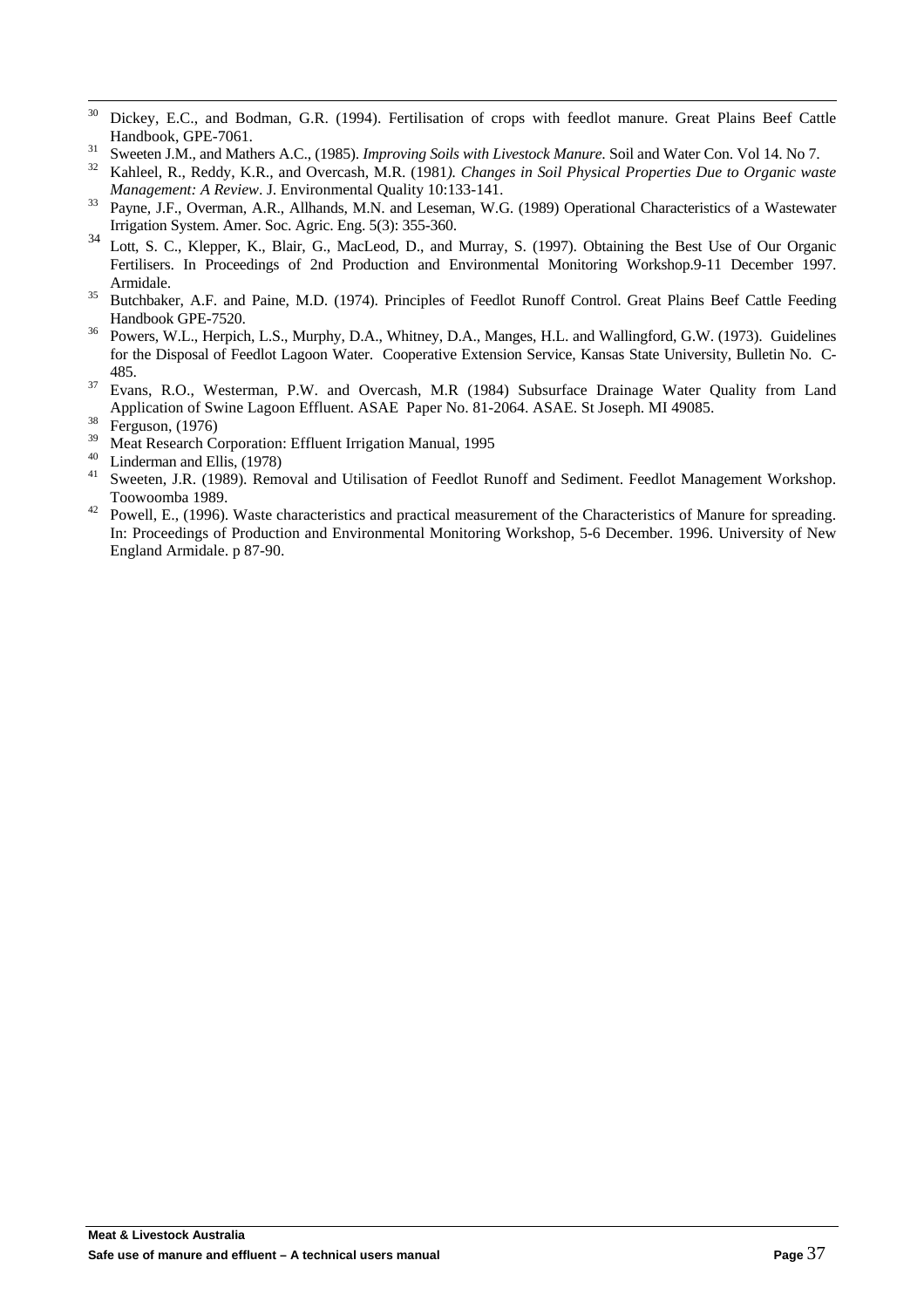[30] Dickey, E.C., and Bodman, G.R. (1994). Fertilisation of crops with feedlot manure. Great Plains Beef Cattle Handbook, GPE-7061.

[31] Sweeten J.M., and Mathers A.C., (1985). *Improving Soils with Livestock Manure.* Soil and Water Con. Vol 14. No 7.

[32] Kahleel, R., Reddy, K.R., and Overcash, M.R. (1981*). Changes in Soil Physical Properties Due to Organic waste Management: A Review*. J. Environmental Quality 10:133-141.

[33] Payne, J.F., Overman, A.R., Allhands, M.N. and Leseman, W.G. (1989) Operational Characteristics of a Wastewater Irrigation System. Amer. Soc. Agric. Eng. 5(3): 355-360.

[34] Lott, S. C., Klepper, K., Blair, G., MacLeod, D., and Murray, S. (1997). Obtaining the Best Use of Our Organic Fertilisers. In Proceedings of 2nd Production and Environmental Monitoring Workshop.9-11 December 1997. Armidale.

[35] Butchbaker, A.F. and Paine, M.D. (1974). Principles of Feedlot Runoff Control. Great Plains Beef Cattle Feeding Handbook GPE-7520.

[36] Powers, W.L., Herpich, L.S., Murphy, D.A., Whitney, D.A., Manges, H.L. and Wallingford, G.W. (1973). Guidelines for the Disposal of Feedlot Lagoon Water. Cooperative Extension Service, Kansas State University, Bulletin No. C-485.

[37] Evans, R.O., Westerman, P.W. and Overcash, M.R (1984) Subsurface Drainage Water Quality from Land Application of Swine Lagoon Effluent. ASAE Paper No. 81-2064. ASAE. St Joseph. MI 49085.

[38] Ferguson, (1976)

[39] Meat Research Corporation: Effluent Irrigation Manual, 1995

[40] Linderman and Ellis, (1978)

[41] Sweeten, J.R. (1989). Removal and Utilisation of Feedlot Runoff and Sediment. Feedlot Management Workshop. Toowoomba 1989.

[42] Powell, E., (1996). Waste characteristics and practical measurement of the Characteristics of Manure for spreading. In: Proceedings of Production and Environmental Monitoring Workshop, 5-6 December. 1996. University of New England Armidale. p 87-90.